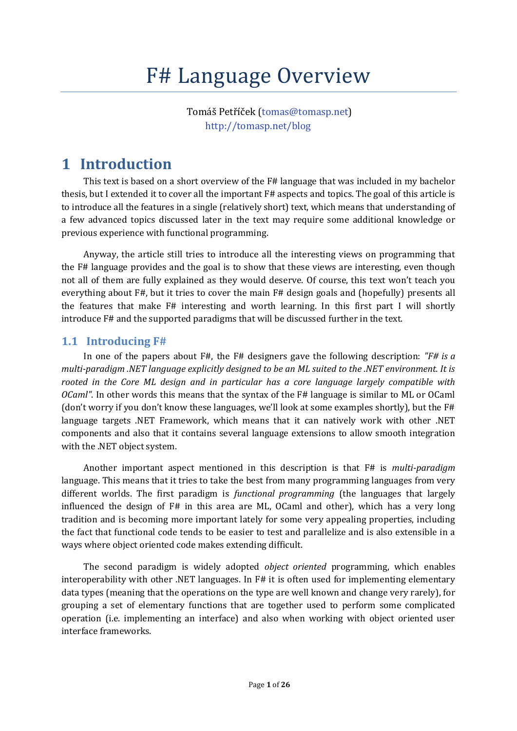# F# Language Overview

Tomáš Petříček (tomas@tomasp.net)
http://tomasp.net/blog

## 1 Introduction

This text is based on a short overview of the F# language that was included in my bachelor thesis, but I extended it to cover all the important F# aspects and topics. The goal of this article is to introduce all the features in a single (relatively short) text, which means that understanding of a few advanced topics discussed later in the text may require some additional knowledge or previous experience with functional programming.

Anyway, the article still tries to introduce all the interesting views on programming that the F# language provides and the goal is to show that these views are interesting, even though not all of them are fully explained as they would deserve. Of course, this text won't teach you everything about F#, but it tries to cover the main F# design goals and (hopefully) presents all the features that make F# interesting and worth learning. In this first part I will shortly introduce F# and the supported paradigms that will be discussed further in the text.

### 1.1 Introducing F#

In one of the papers about F#, the F# designers gave the following description: *"F# is a multi-paradigm .NET language explicitly designed to be an ML suited to the .NET environment. It is rooted in the Core ML design and in particular has a core language largely compatible with OCaml"*. In other words this means that the syntax of the F# language is similar to ML or OCaml (don't worry if you don't know these languages, we'll look at some examples shortly), but the F# language targets .NET Framework, which means that it can natively work with other .NET components and also that it contains several language extensions to allow smooth integration with the .NET object system.

Another important aspect mentioned in this description is that F# is *multi-paradigm* language. This means that it tries to take the best from many programming languages from very different worlds. The first paradigm is *functional programming* (the languages that largely influenced the design of F# in this area are ML, OCaml and other), which has a very long tradition and is becoming more important lately for some very appealing properties, including the fact that functional code tends to be easier to test and parallelize and is also extensible in a ways where object oriented code makes extending difficult.

The second paradigm is widely adopted *object oriented* programming, which enables interoperability with other .NET languages. In F# it is often used for implementing elementary data types (meaning that the operations on the type are well known and change very rarely), for grouping a set of elementary functions that are together used to perform some complicated operation (i.e. implementing an interface) and also when working with object oriented user interface frameworks.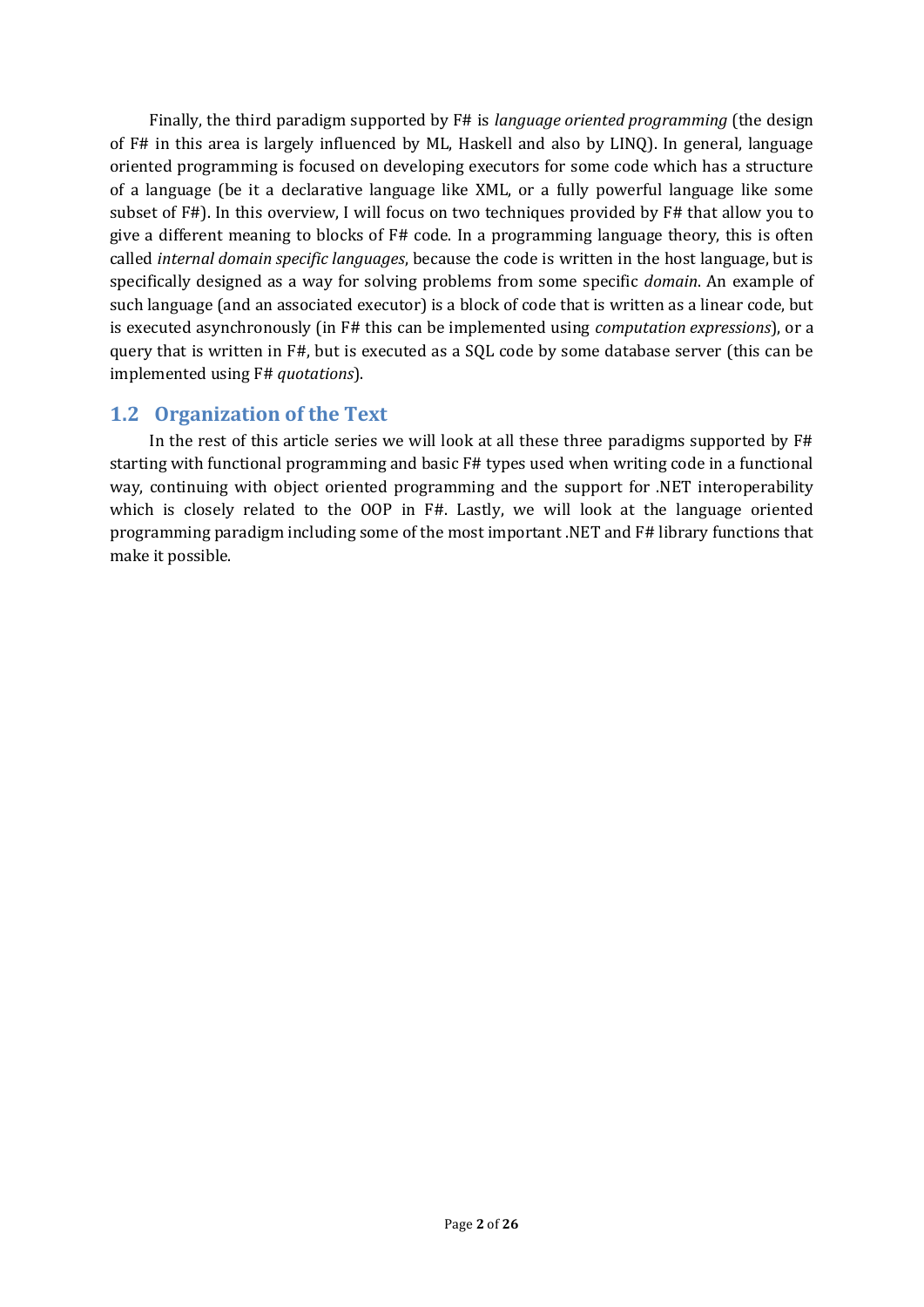Finally, the third paradigm supported by F# is *language oriented programming* (the design of F# in this area is largely influenced by ML, Haskell and also by LINQ). In general, language oriented programming is focused on developing executors for some code which has a structure of a language (be it a declarative language like XML, or a fully powerful language like some subset of F#). In this overview, I will focus on two techniques provided by F# that allow you to give a different meaning to blocks of F# code. In a programming language theory, this is often called *internal domain specific languages*, because the code is written in the host language, but is specifically designed as a way for solving problems from some specific *domain*. An example of such language (and an associated executor) is a block of code that is written as a linear code, but is executed asynchronously (in F# this can be implemented using *computation expressions*), or a query that is written in F#, but is executed as a SQL code by some database server (this can be implemented using F# *quotations*).

## 1.2 Organization of the Text

In the rest of this article series we will look at all these three paradigms supported by F# starting with functional programming and basic F# types used when writing code in a functional way, continuing with object oriented programming and the support for .NET interoperability which is closely related to the OOP in F#. Lastly, we will look at the language oriented programming paradigm including some of the most important .NET and F# library functions that make it possible.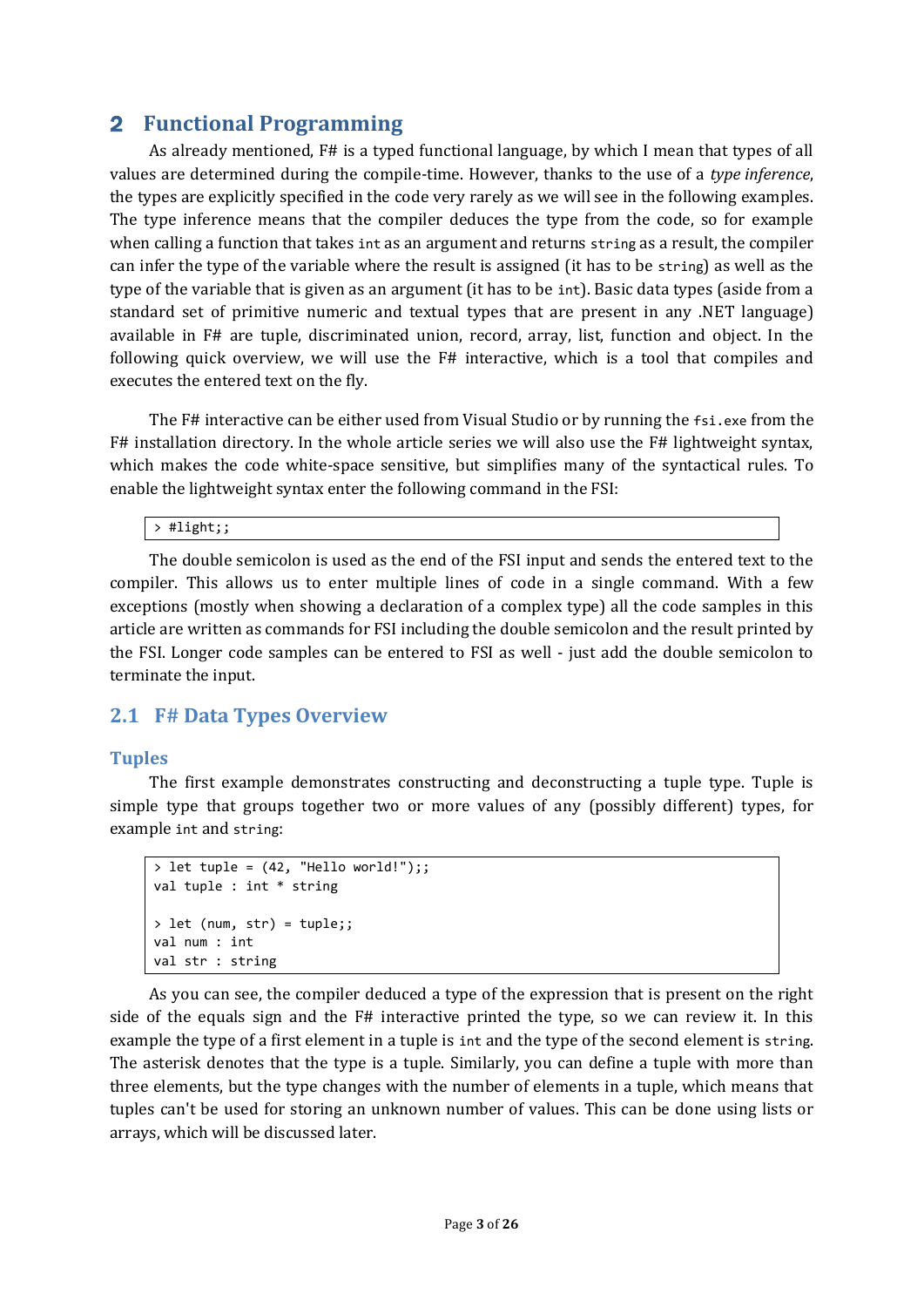## 2 Functional Programming

As already mentioned, F# is a typed functional language, by which I mean that types of all values are determined during the compile-time. However, thanks to the use of a *type inference*, the types are explicitly specified in the code very rarely as we will see in the following examples. The type inference means that the compiler deduces the type from the code, so for example when calling a function that takes `int` as an argument and returns `string` as a result, the compiler can infer the type of the variable where the result is assigned (it has to be `string`) as well as the type of the variable that is given as an argument (it has to be `int`). Basic data types (aside from a standard set of primitive numeric and textual types that are present in any .NET language) available in F# are tuple, discriminated union, record, array, list, function and object. In the following quick overview, we will use the F# interactive, which is a tool that compiles and executes the entered text on the fly.

The F# interactive can be either used from Visual Studio or by running the `fsi.exe` from the F# installation directory. In the whole article series we will also use the F# lightweight syntax, which makes the code white-space sensitive, but simplifies many of the syntactical rules. To enable the lightweight syntax enter the following command in the FSI:

```
> #light;;
```

The double semicolon is used as the end of the FSI input and sends the entered text to the compiler. This allows us to enter multiple lines of code in a single command. With a few exceptions (mostly when showing a declaration of a complex type) all the code samples in this article are written as commands for FSI including the double semicolon and the result printed by the FSI. Longer code samples can be entered to FSI as well - just add the double semicolon to terminate the input.

### 2.1 F# Data Types Overview

#### Tuples

The first example demonstrates constructing and deconstructing a tuple type. Tuple is simple type that groups together two or more values of any (possibly different) types, for example `int` and `string`:

```
> let tuple = (42, "Hello world!");;
val tuple : int * string

> let (num, str) = tuple;;
val num : int
val str : string
```

As you can see, the compiler deduced a type of the expression that is present on the right side of the equals sign and the F# interactive printed the type, so we can review it. In this example the type of a first element in a tuple is `int` and the type of the second element is `string`. The asterisk denotes that the type is a tuple. Similarly, you can define a tuple with more than three elements, but the type changes with the number of elements in a tuple, which means that tuples can't be used for storing an unknown number of values. This can be done using lists or arrays, which will be discussed later.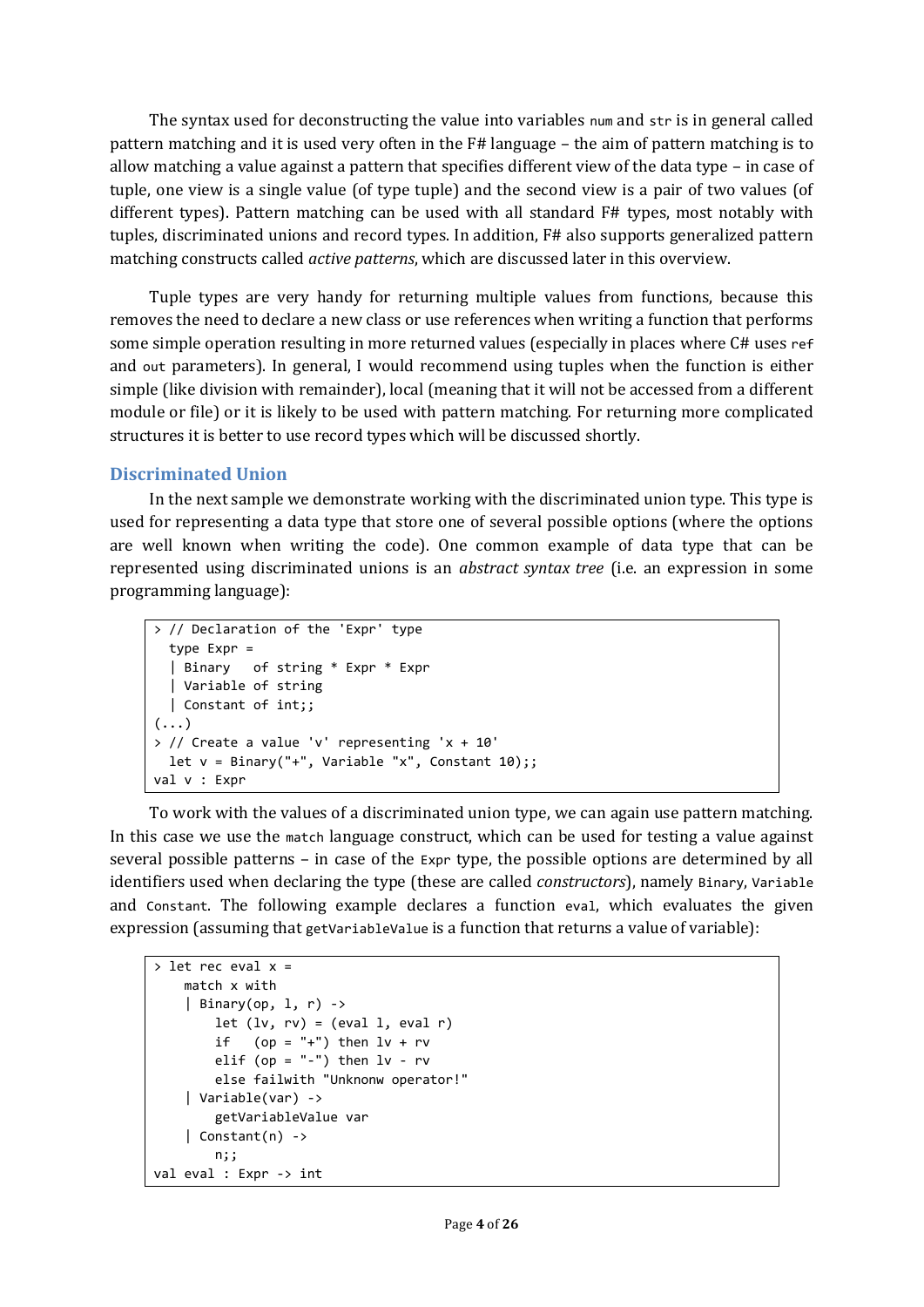The syntax used for deconstructing the value into variables `num` and `str` is in general called pattern matching and it is used very often in the F# language – the aim of pattern matching is to allow matching a value against a pattern that specifies different view of the data type – in case of tuple, one view is a single value (of type tuple) and the second view is a pair of two values (of different types). Pattern matching can be used with all standard F# types, most notably with tuples, discriminated unions and record types. In addition, F# also supports generalized pattern matching constructs called *active patterns*, which are discussed later in this overview.

Tuple types are very handy for returning multiple values from functions, because this removes the need to declare a new class or use references when writing a function that performs some simple operation resulting in more returned values (especially in places where C# uses `ref` and `out` parameters). In general, I would recommend using tuples when the function is either simple (like division with remainder), local (meaning that it will not be accessed from a different module or file) or it is likely to be used with pattern matching. For returning more complicated structures it is better to use record types which will be discussed shortly.

## Discriminated Union

In the next sample we demonstrate working with the discriminated union type. This type is used for representing a data type that store one of several possible options (where the options are well known when writing the code). One common example of data type that can be represented using discriminated unions is an *abstract syntax tree* (i.e. an expression in some programming language):

```
> // Declaration of the 'Expr' type
  type Expr =
  | Binary   of string * Expr * Expr
  | Variable of string
  | Constant of int;;
(...)
> // Create a value 'v' representing 'x + 10'
  let v = Binary("+", Variable "x", Constant 10);;
val v : Expr
```

To work with the values of a discriminated union type, we can again use pattern matching. In this case we use the `match` language construct, which can be used for testing a value against several possible patterns – in case of the `Expr` type, the possible options are determined by all identifiers used when declaring the type (these are called *constructors*), namely `Binary`, `Variable` and `Constant`. The following example declares a function `eval`, which evaluates the given expression (assuming that `getVariableValue` is a function that returns a value of variable):

```
> let rec eval x =
    match x with
    | Binary(op, l, r) ->
        let (lv, rv) = (eval l, eval r)
        if   (op = "+") then lv + rv
        elif (op = "-") then lv - rv
        else failwith "Unknonw operator!"
    | Variable(var) ->
        getVariableValue var
    | Constant(n) ->
        n;;
val eval : Expr -> int
```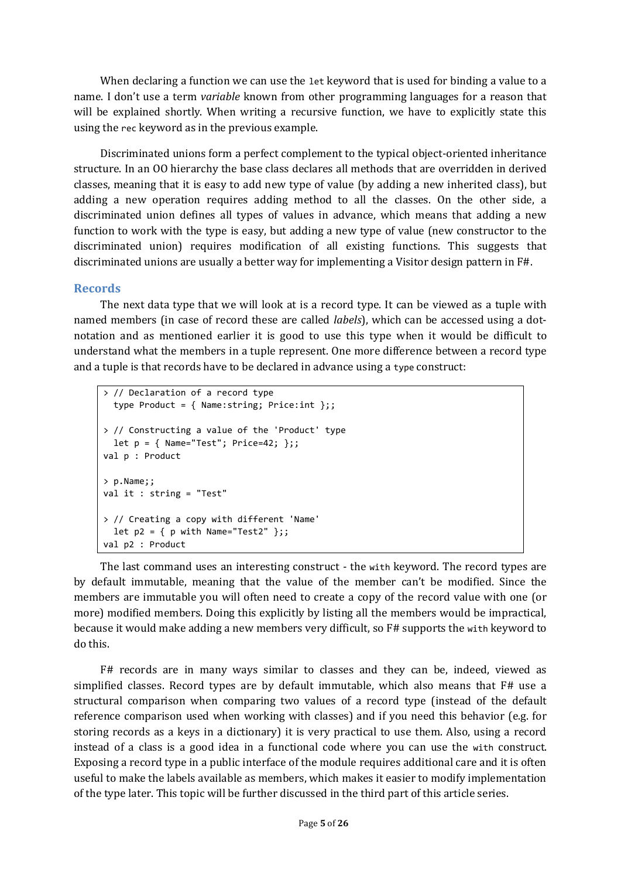When declaring a function we can use the `let` keyword that is used for binding a value to a name. I don't use a term *variable* known from other programming languages for a reason that will be explained shortly. When writing a recursive function, we have to explicitly state this using the `rec` keyword as in the previous example.

Discriminated unions form a perfect complement to the typical object-oriented inheritance structure. In an OO hierarchy the base class declares all methods that are overridden in derived classes, meaning that it is easy to add new type of value (by adding a new inherited class), but adding a new operation requires adding method to all the classes. On the other side, a discriminated union defines all types of values in advance, which means that adding a new function to work with the type is easy, but adding a new type of value (new constructor to the discriminated union) requires modification of all existing functions. This suggests that discriminated unions are usually a better way for implementing a Visitor design pattern in F#.

## Records

The next data type that we will look at is a record type. It can be viewed as a tuple with named members (in case of record these are called *labels*), which can be accessed using a dot-notation and as mentioned earlier it is good to use this type when it would be difficult to understand what the members in a tuple represent. One more difference between a record type and a tuple is that records have to be declared in advance using a `type` construct:

```
> // Declaration of a record type
  type Product = { Name:string; Price:int };;

> // Constructing a value of the 'Product' type
  let p = { Name="Test"; Price=42; };;
val p : Product

> p.Name;;
val it : string = "Test"

> // Creating a copy with different 'Name'
  let p2 = { p with Name="Test2" };;
val p2 : Product
```

The last command uses an interesting construct - the `with` keyword. The record types are by default immutable, meaning that the value of the member can't be modified. Since the members are immutable you will often need to create a copy of the record value with one (or more) modified members. Doing this explicitly by listing all the members would be impractical, because it would make adding a new members very difficult, so F# supports the `with` keyword to do this.

F# records are in many ways similar to classes and they can be, indeed, viewed as simplified classes. Record types are by default immutable, which also means that F# use a structural comparison when comparing two values of a record type (instead of the default reference comparison used when working with classes) and if you need this behavior (e.g. for storing records as a keys in a dictionary) it is very practical to use them. Also, using a record instead of a class is a good idea in a functional code where you can use the `with` construct. Exposing a record type in a public interface of the module requires additional care and it is often useful to make the labels available as members, which makes it easier to modify implementation of the type later. This topic will be further discussed in the third part of this article series.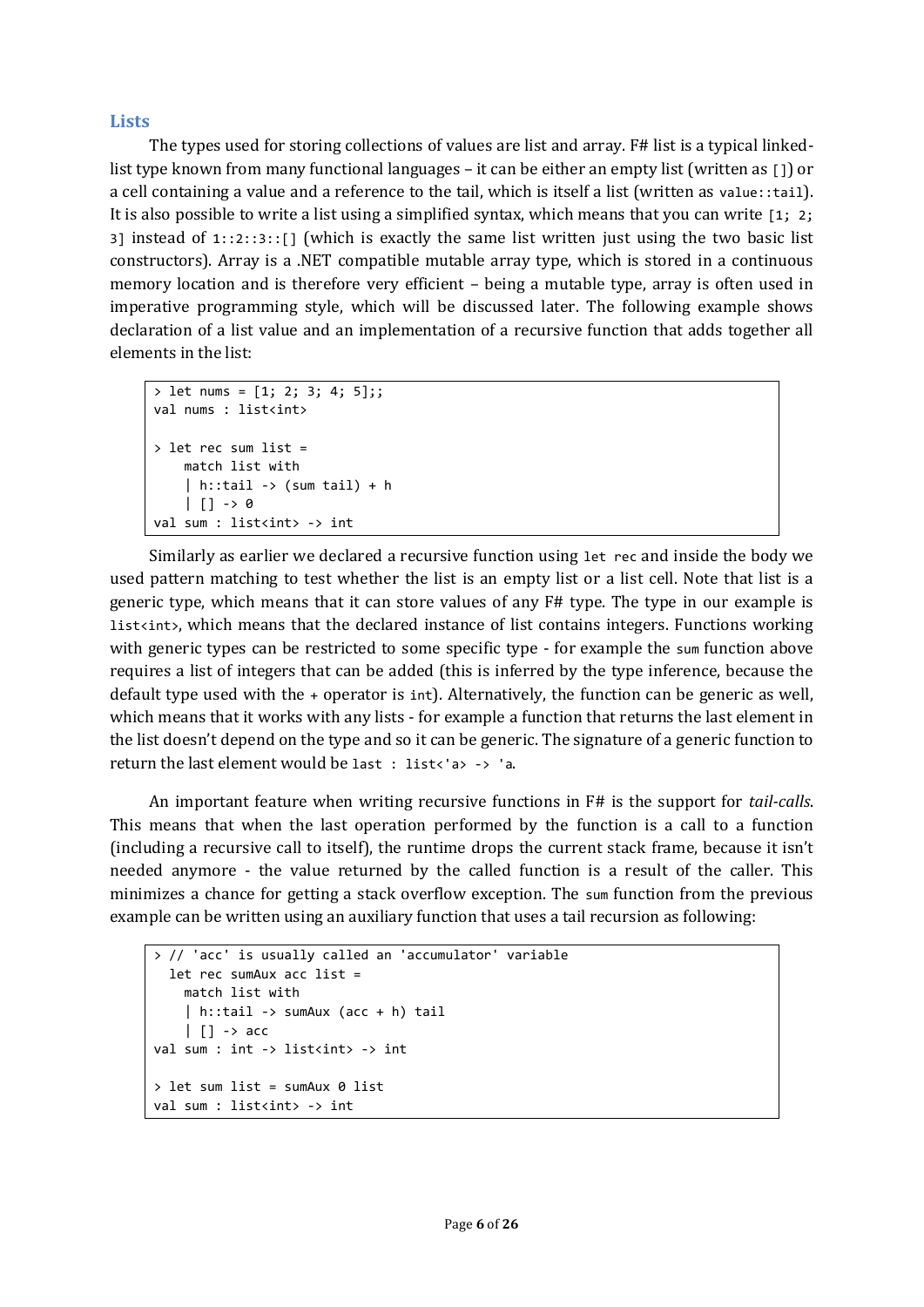## Lists

The types used for storing collections of values are list and array. F# list is a typical linked-list type known from many functional languages – it can be either an empty list (written as `[]`) or a cell containing a value and a reference to the tail, which is itself a list (written as `value::tail`). It is also possible to write a list using a simplified syntax, which means that you can write `[1; 2; 3]` instead of `1::2::3::[]` (which is exactly the same list written just using the two basic list constructors). Array is a .NET compatible mutable array type, which is stored in a continuous memory location and is therefore very efficient – being a mutable type, array is often used in imperative programming style, which will be discussed later. The following example shows declaration of a list value and an implementation of a recursive function that adds together all elements in the list:

```
> let nums = [1; 2; 3; 4; 5];;
val nums : list<int>

> let rec sum list =
    match list with
    | h::tail -> (sum tail) + h
    | [] -> 0
val sum : list<int> -> int
```

Similarly as earlier we declared a recursive function using `let rec` and inside the body we used pattern matching to test whether the list is an empty list or a list cell. Note that list is a generic type, which means that it can store values of any F# type. The type in our example is `list<int>`, which means that the declared instance of list contains integers. Functions working with generic types can be restricted to some specific type - for example the `sum` function above requires a list of integers that can be added (this is inferred by the type inference, because the default type used with the `+` operator is `int`). Alternatively, the function can be generic as well, which means that it works with any lists - for example a function that returns the last element in the list doesn't depend on the type and so it can be generic. The signature of a generic function to return the last element would be `last : list<'a> -> 'a`.

An important feature when writing recursive functions in F# is the support for *tail-calls*. This means that when the last operation performed by the function is a call to a function (including a recursive call to itself), the runtime drops the current stack frame, because it isn't needed anymore - the value returned by the called function is a result of the caller. This minimizes a chance for getting a stack overflow exception. The `sum` function from the previous example can be written using an auxiliary function that uses a tail recursion as following:

```
> // 'acc' is usually called an 'accumulator' variable
  let rec sumAux acc list =
    match list with
    | h::tail -> sumAux (acc + h) tail
    | [] -> acc
val sum : int -> list<int> -> int

> let sum list = sumAux 0 list
val sum : list<int> -> int
```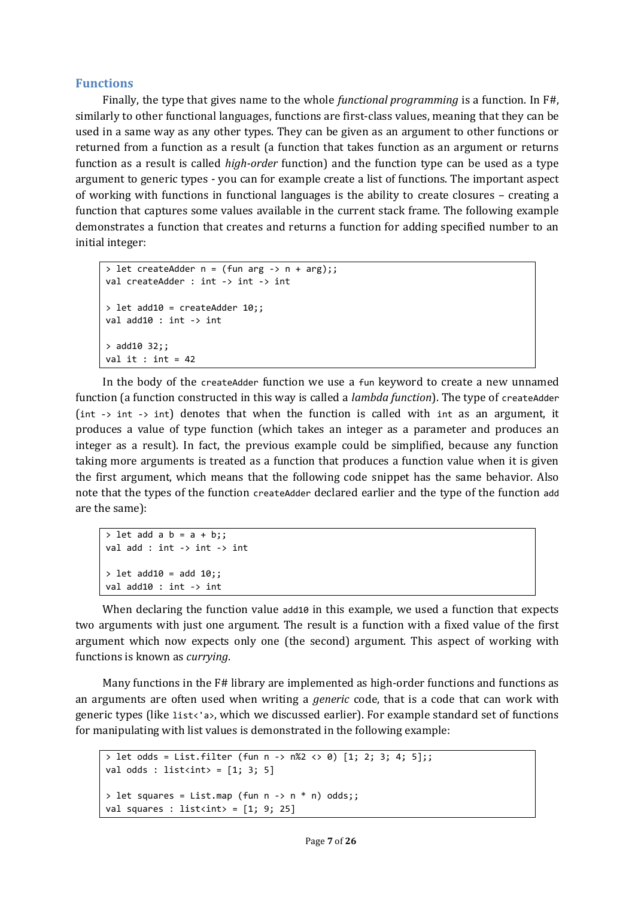## Functions

Finally, the type that gives name to the whole *functional programming* is a function. In F#, similarly to other functional languages, functions are first-class values, meaning that they can be used in a same way as any other types. They can be given as an argument to other functions or returned from a function as a result (a function that takes function as an argument or returns function as a result is called *high-order* function) and the function type can be used as a type argument to generic types - you can for example create a list of functions. The important aspect of working with functions in functional languages is the ability to create closures – creating a function that captures some values available in the current stack frame. The following example demonstrates a function that creates and returns a function for adding specified number to an initial integer:

```
> let createAdder n = (fun arg -> n + arg);;
val createAdder : int -> int -> int

> let add10 = createAdder 10;;
val add10 : int -> int

> add10 32;;
val it : int = 42
```

In the body of the `createAdder` function we use a `fun` keyword to create a new unnamed function (a function constructed in this way is called a *lambda function*). The type of `createAdder` (`int -> int -> int`) denotes that when the function is called with `int` as an argument, it produces a value of type function (which takes an integer as a parameter and produces an integer as a result). In fact, the previous example could be simplified, because any function taking more arguments is treated as a function that produces a function value when it is given the first argument, which means that the following code snippet has the same behavior. Also note that the types of the function `createAdder` declared earlier and the type of the function `add` are the same):

```
> let add a b = a + b;;
val add : int -> int -> int

> let add10 = add 10;;
val add10 : int -> int
```

When declaring the function value `add10` in this example, we used a function that expects two arguments with just one argument. The result is a function with a fixed value of the first argument which now expects only one (the second) argument. This aspect of working with functions is known as *currying*.

Many functions in the F# library are implemented as high-order functions and functions as an arguments are often used when writing a *generic* code, that is a code that can work with generic types (like `list<'a>`, which we discussed earlier). For example standard set of functions for manipulating with list values is demonstrated in the following example:

```
> let odds = List.filter (fun n -> n%2 <> 0) [1; 2; 3; 4; 5];;
val odds : list<int> = [1; 3; 5]

> let squares = List.map (fun n -> n * n) odds;;
val squares : list<int> = [1; 9; 25]
```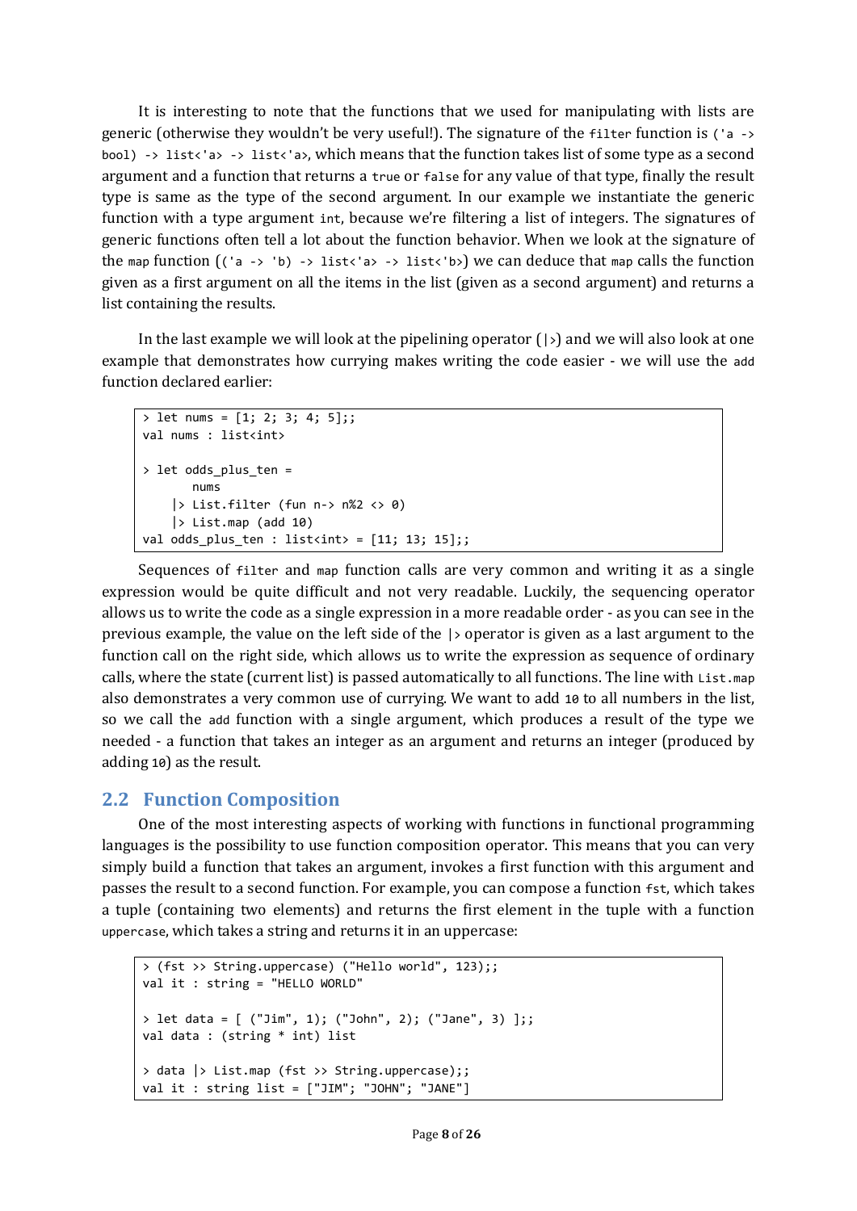It is interesting to note that the functions that we used for manipulating with lists are generic (otherwise they wouldn't be very useful!). The signature of the `filter` function is `('a -> bool) -> list<'a> -> list<'a>`, which means that the function takes list of some type as a second argument and a function that returns a `true` or `false` for any value of that type, finally the result type is same as the type of the second argument. In our example we instantiate the generic function with a type argument `int`, because we're filtering a list of integers. The signatures of generic functions often tell a lot about the function behavior. When we look at the signature of the `map` function (`('a -> 'b) -> list<'a> -> list<'b>`) we can deduce that `map` calls the function given as a first argument on all the items in the list (given as a second argument) and returns a list containing the results.

In the last example we will look at the pipelining operator (`|>`) and we will also look at one example that demonstrates how currying makes writing the code easier - we will use the `add` function declared earlier:

```
> let nums = [1; 2; 3; 4; 5];;
val nums : list<int>

> let odds_plus_ten =
      nums
    |> List.filter (fun n-> n%2 <> 0)
    |> List.map (add 10)
val odds_plus_ten : list<int> = [11; 13; 15];;
```

Sequences of `filter` and `map` function calls are very common and writing it as a single expression would be quite difficult and not very readable. Luckily, the sequencing operator allows us to write the code as a single expression in a more readable order - as you can see in the previous example, the value on the left side of the `|>` operator is given as a last argument to the function call on the right side, which allows us to write the expression as sequence of ordinary calls, where the state (current list) is passed automatically to all functions. The line with `List.map` also demonstrates a very common use of currying. We want to add `10` to all numbers in the list, so we call the `add` function with a single argument, which produces a result of the type we needed - a function that takes an integer as an argument and returns an integer (produced by adding `10`) as the result.

## 2.2 Function Composition

One of the most interesting aspects of working with functions in functional programming languages is the possibility to use function composition operator. This means that you can very simply build a function that takes an argument, invokes a first function with this argument and passes the result to a second function. For example, you can compose a function `fst`, which takes a tuple (containing two elements) and returns the first element in the tuple with a function `uppercase`, which takes a string and returns it in an uppercase:

```
> (fst >> String.uppercase) ("Hello world", 123);;
val it : string = "HELLO WORLD"

> let data = [ ("Jim", 1); ("John", 2); ("Jane", 3) ];;
val data : (string * int) list

> data |> List.map (fst >> String.uppercase);;
val it : string list = ["JIM"; "JOHN"; "JANE"]
```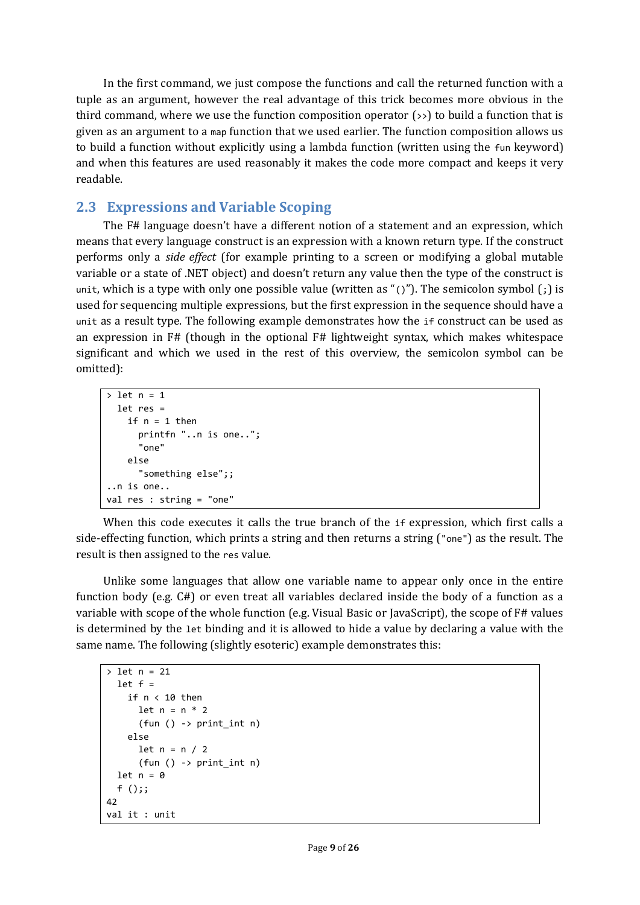In the first command, we just compose the functions and call the returned function with a tuple as an argument, however the real advantage of this trick becomes more obvious in the third command, where we use the function composition operator (>>) to build a function that is given as an argument to a `map` function that we used earlier. The function composition allows us to build a function without explicitly using a lambda function (written using the `fun` keyword) and when this features are used reasonably it makes the code more compact and keeps it very readable.

## 2.3 Expressions and Variable Scoping

The F# language doesn't have a different notion of a statement and an expression, which means that every language construct is an expression with a known return type. If the construct performs only a *side effect* (for example printing to a screen or modifying a global mutable variable or a state of .NET object) and doesn't return any value then the type of the construct is `unit`, which is a type with only one possible value (written as "`()`"). The semicolon symbol (;) is used for sequencing multiple expressions, but the first expression in the sequence should have a `unit` as a result type. The following example demonstrates how the `if` construct can be used as an expression in F# (though in the optional F# lightweight syntax, which makes whitespace significant and which we used in the rest of this overview, the semicolon symbol can be omitted):

```
> let n = 1
  let res =
    if n = 1 then
      printfn "..n is one..";
      "one"
    else
      "something else";;
..n is one..
val res : string = "one"
```

When this code executes it calls the true branch of the `if` expression, which first calls a side-effecting function, which prints a string and then returns a string (`"one"`) as the result. The result is then assigned to the `res` value.

Unlike some languages that allow one variable name to appear only once in the entire function body (e.g. C#) or even treat all variables declared inside the body of a function as a variable with scope of the whole function (e.g. Visual Basic or JavaScript), the scope of F# values is determined by the `let` binding and it is allowed to hide a value by declaring a value with the same name. The following (slightly esoteric) example demonstrates this:

```
> let n = 21
  let f =
    if n < 10 then
      let n = n * 2
      (fun () -> print_int n)
    else
      let n = n / 2
      (fun () -> print_int n)
  let n = 0
  f ();;
42
val it : unit
```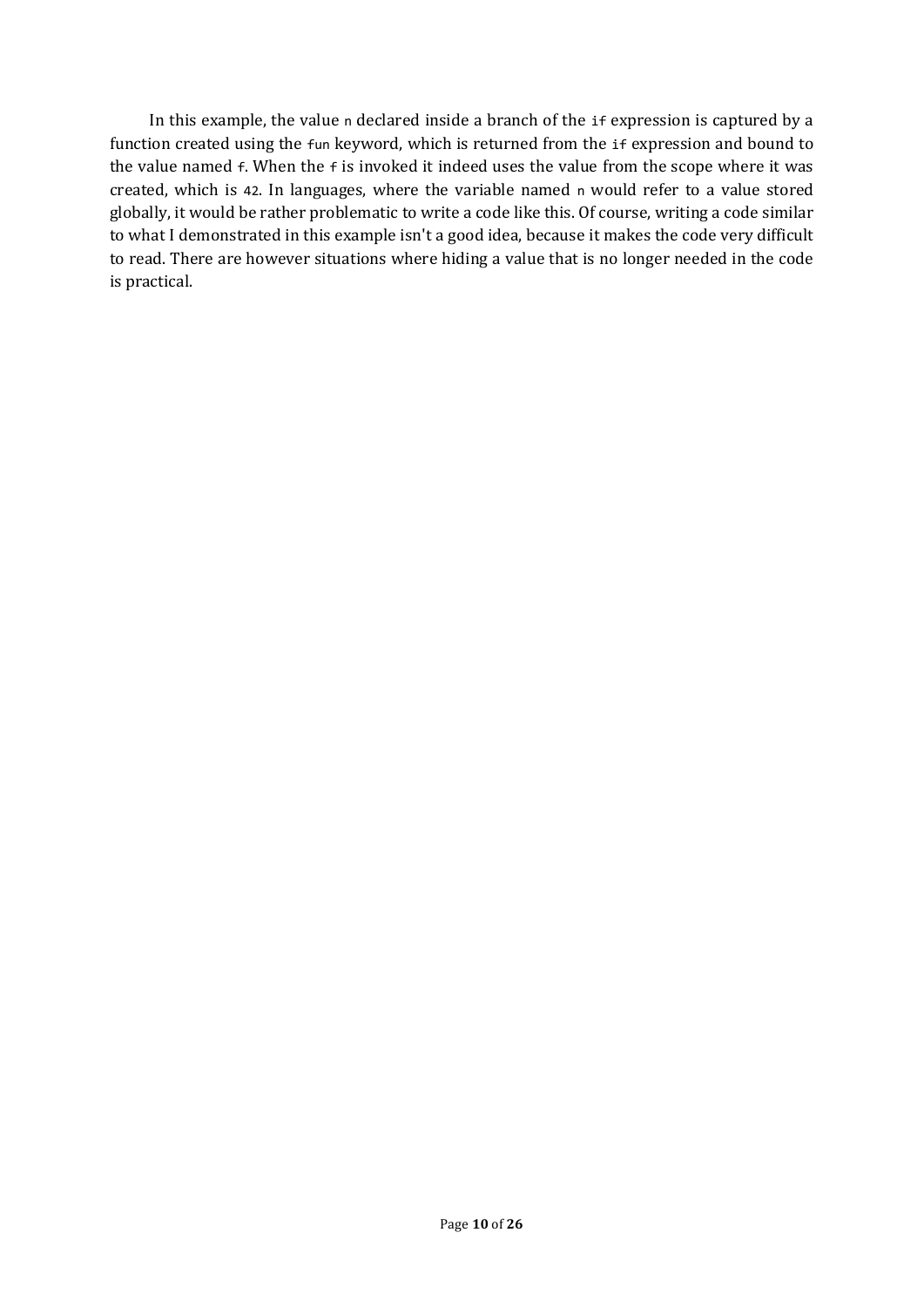In this example, the value `n` declared inside a branch of the `if` expression is captured by a function created using the `fun` keyword, which is returned from the `if` expression and bound to the value named `f`. When the `f` is invoked it indeed uses the value from the scope where it was created, which is `42`. In languages, where the variable named `n` would refer to a value stored globally, it would be rather problematic to write a code like this. Of course, writing a code similar to what I demonstrated in this example isn't a good idea, because it makes the code very difficult to read. There are however situations where hiding a value that is no longer needed in the code is practical.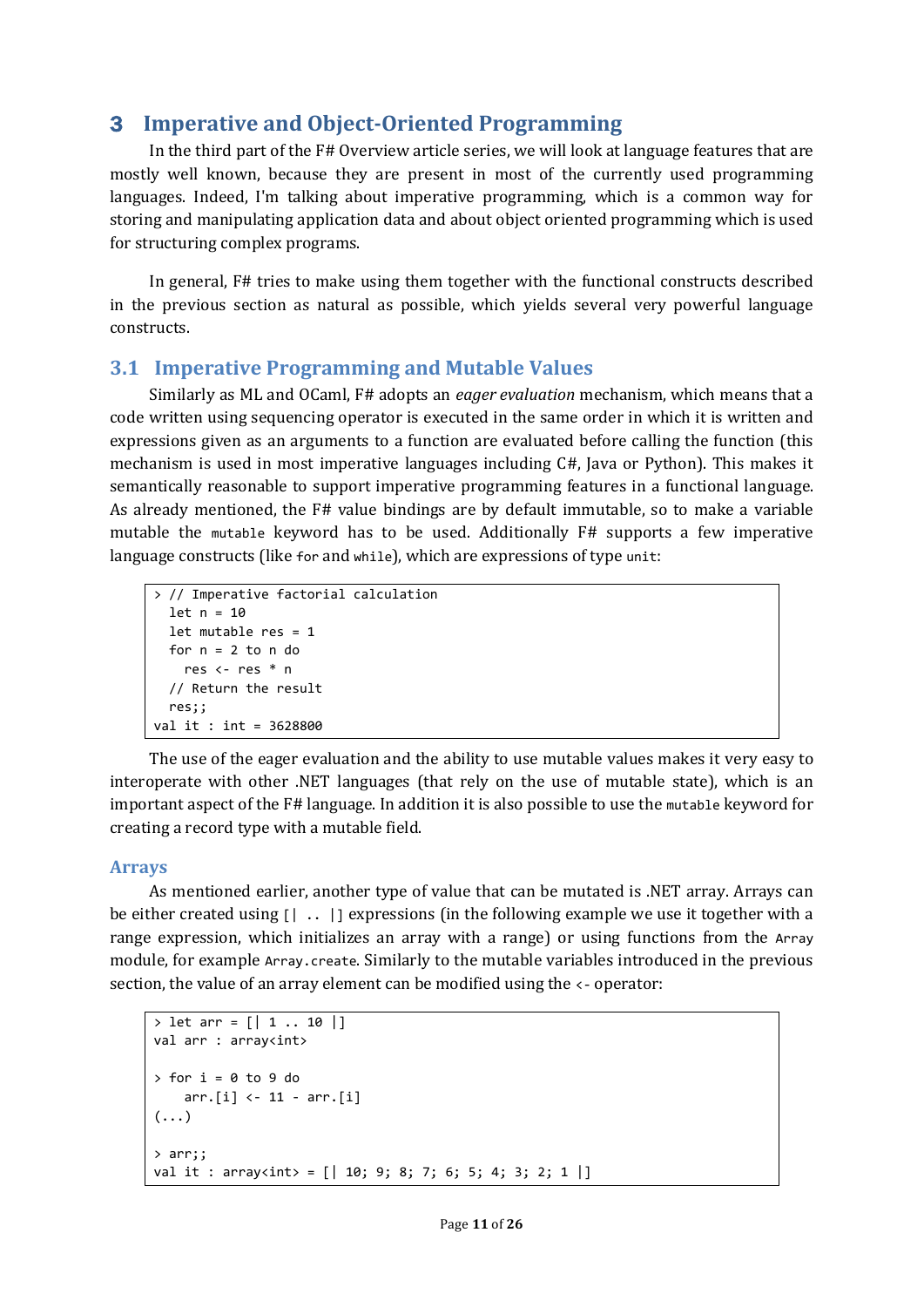# 3 Imperative and Object-Oriented Programming

In the third part of the F# Overview article series, we will look at language features that are mostly well known, because they are present in most of the currently used programming languages. Indeed, I'm talking about imperative programming, which is a common way for storing and manipulating application data and about object oriented programming which is used for structuring complex programs.

In general, F# tries to make using them together with the functional constructs described in the previous section as natural as possible, which yields several very powerful language constructs.

## 3.1 Imperative Programming and Mutable Values

Similarly as ML and OCaml, F# adopts an *eager evaluation* mechanism, which means that a code written using sequencing operator is executed in the same order in which it is written and expressions given as an arguments to a function are evaluated before calling the function (this mechanism is used in most imperative languages including C#, Java or Python). This makes it semantically reasonable to support imperative programming features in a functional language. As already mentioned, the F# value bindings are by default immutable, so to make a variable mutable the `mutable` keyword has to be used. Additionally F# supports a few imperative language constructs (like `for` and `while`), which are expressions of type `unit`:

```
> // Imperative factorial calculation
  let n = 10
  let mutable res = 1
  for n = 2 to n do
    res <- res * n
  // Return the result
  res;;
val it : int = 3628800
```

The use of the eager evaluation and the ability to use mutable values makes it very easy to interoperate with other .NET languages (that rely on the use of mutable state), which is an important aspect of the F# language. In addition it is also possible to use the `mutable` keyword for creating a record type with a mutable field.

### Arrays

As mentioned earlier, another type of value that can be mutated is .NET array. Arrays can be either created using `[| .. |]` expressions (in the following example we use it together with a range expression, which initializes an array with a range) or using functions from the `Array` module, for example `Array.create`. Similarly to the mutable variables introduced in the previous section, the value of an array element can be modified using the `<-` operator:

```
> let arr = [| 1 .. 10 |]
val arr : array<int>

> for i = 0 to 9 do
    arr.[i] <- 11 - arr.[i]
(...)

> arr;;
val it : array<int> = [| 10; 9; 8; 7; 6; 5; 4; 3; 2; 1 |]
```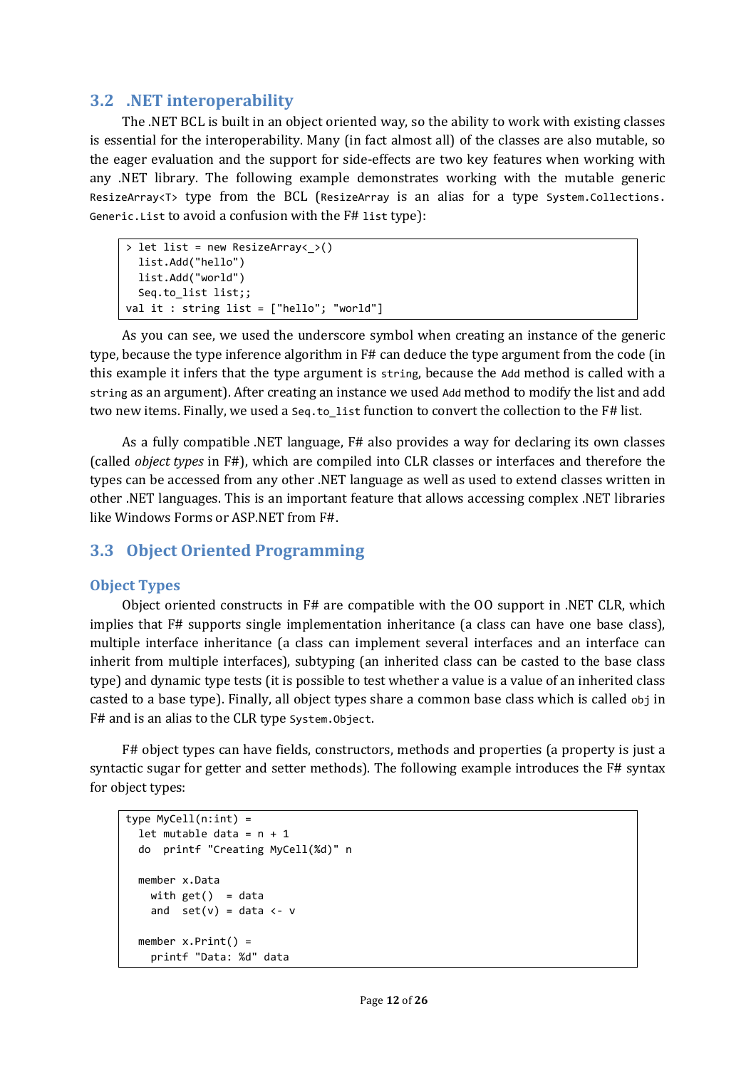## 3.2 .NET interoperability

The .NET BCL is built in an object oriented way, so the ability to work with existing classes is essential for the interoperability. Many (in fact almost all) of the classes are also mutable, so the eager evaluation and the support for side-effects are two key features when working with any .NET library. The following example demonstrates working with the mutable generic `ResizeArray<T>` type from the BCL (`ResizeArray` is an alias for a type `System.Collections.Generic.List` to avoid a confusion with the F# `list` type):

```
> let list = new ResizeArray<_>()
  list.Add("hello")
  list.Add("world")
  Seq.to_list list;;
val it : string list = ["hello"; "world"]
```

As you can see, we used the underscore symbol when creating an instance of the generic type, because the type inference algorithm in F# can deduce the type argument from the code (in this example it infers that the type argument is `string`, because the `Add` method is called with a `string` as an argument). After creating an instance we used `Add` method to modify the list and add two new items. Finally, we used a `Seq.to_list` function to convert the collection to the F# list.

As a fully compatible .NET language, F# also provides a way for declaring its own classes (called *object types* in F#), which are compiled into CLR classes or interfaces and therefore the types can be accessed from any other .NET language as well as used to extend classes written in other .NET languages. This is an important feature that allows accessing complex .NET libraries like Windows Forms or ASP.NET from F#.

## 3.3 Object Oriented Programming

### Object Types

Object oriented constructs in F# are compatible with the OO support in .NET CLR, which implies that F# supports single implementation inheritance (a class can have one base class), multiple interface inheritance (a class can implement several interfaces and an interface can inherit from multiple interfaces), subtyping (an inherited class can be casted to the base class type) and dynamic type tests (it is possible to test whether a value is a value of an inherited class casted to a base type). Finally, all object types share a common base class which is called `obj` in F# and is an alias to the CLR type `System.Object`.

F# object types can have fields, constructors, methods and properties (a property is just a syntactic sugar for getter and setter methods). The following example introduces the F# syntax for object types:

```
type MyCell(n:int) =
  let mutable data = n + 1
  do  printf "Creating MyCell(%d)" n

  member x.Data
    with get()  = data
    and  set(v) = data <- v

  member x.Print() =
    printf "Data: %d" data
```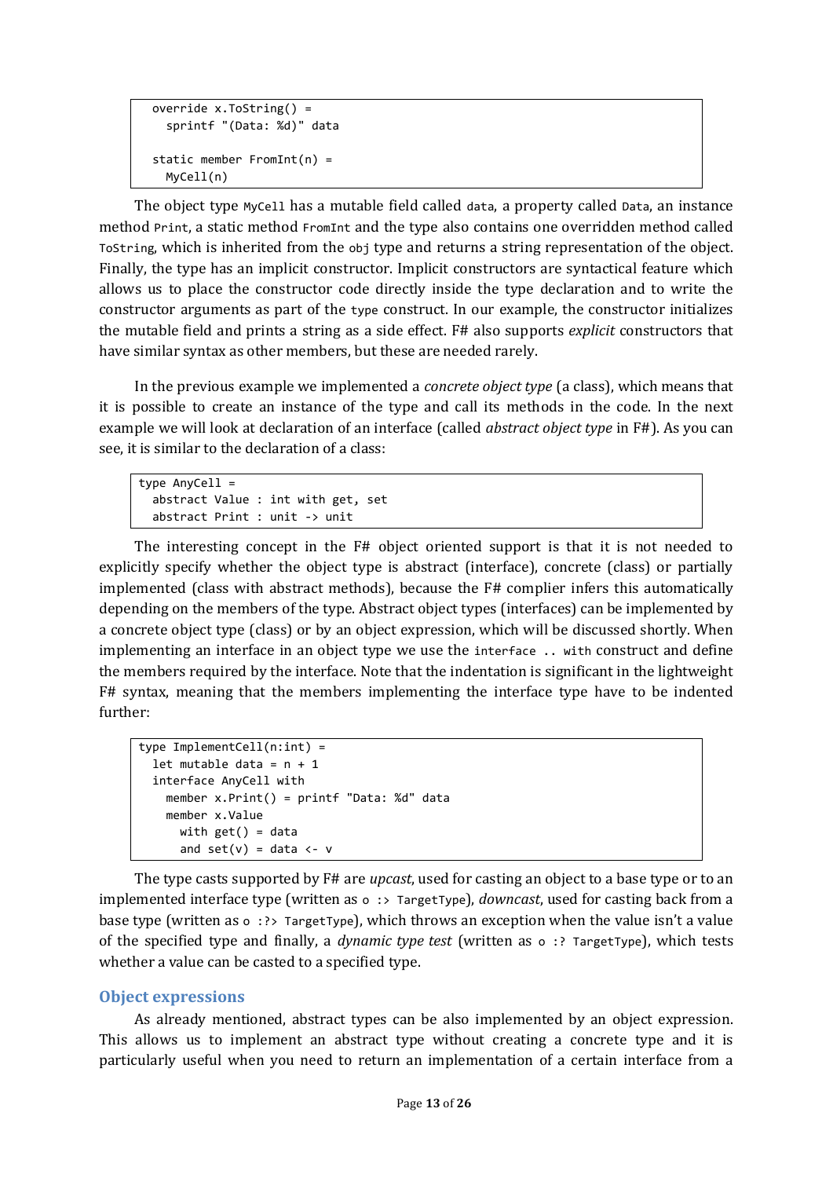```
  override x.ToString() =
    sprintf "(Data: %d)" data

  static member FromInt(n) =
    MyCell(n)
```

The object type `MyCell` has a mutable field called `data`, a property called `Data`, an instance method `Print`, a static method `FromInt` and the type also contains one overridden method called `ToString`, which is inherited from the `obj` type and returns a string representation of the object. Finally, the type has an implicit constructor. Implicit constructors are syntactical feature which allows us to place the constructor code directly inside the type declaration and to write the constructor arguments as part of the `type` construct. In our example, the constructor initializes the mutable field and prints a string as a side effect. F# also supports *explicit* constructors that have similar syntax as other members, but these are needed rarely.

In the previous example we implemented a *concrete object type* (a class), which means that it is possible to create an instance of the type and call its methods in the code. In the next example we will look at declaration of an interface (called *abstract object type* in F#). As you can see, it is similar to the declaration of a class:

```
type AnyCell =
  abstract Value : int with get, set
  abstract Print : unit -> unit
```

The interesting concept in the F# object oriented support is that it is not needed to explicitly specify whether the object type is abstract (interface), concrete (class) or partially implemented (class with abstract methods), because the F# complier infers this automatically depending on the members of the type. Abstract object types (interfaces) can be implemented by a concrete object type (class) or by an object expression, which will be discussed shortly. When implementing an interface in an object type we use the `interface .. with` construct and define the members required by the interface. Note that the indentation is significant in the lightweight F# syntax, meaning that the members implementing the interface type have to be indented further:

```
type ImplementCell(n:int) =
  let mutable data = n + 1
  interface AnyCell with
    member x.Print() = printf "Data: %d" data
    member x.Value
      with get() = data
      and set(v) = data <- v
```

The type casts supported by F# are *upcast*, used for casting an object to a base type or to an implemented interface type (written as `o :> TargetType`), *downcast*, used for casting back from a base type (written as `o :?> TargetType`), which throws an exception when the value isn't a value of the specified type and finally, a *dynamic type test* (written as `o :? TargetType`), which tests whether a value can be casted to a specified type.

### Object expressions

As already mentioned, abstract types can be also implemented by an object expression. This allows us to implement an abstract type without creating a concrete type and it is particularly useful when you need to return an implementation of a certain interface from a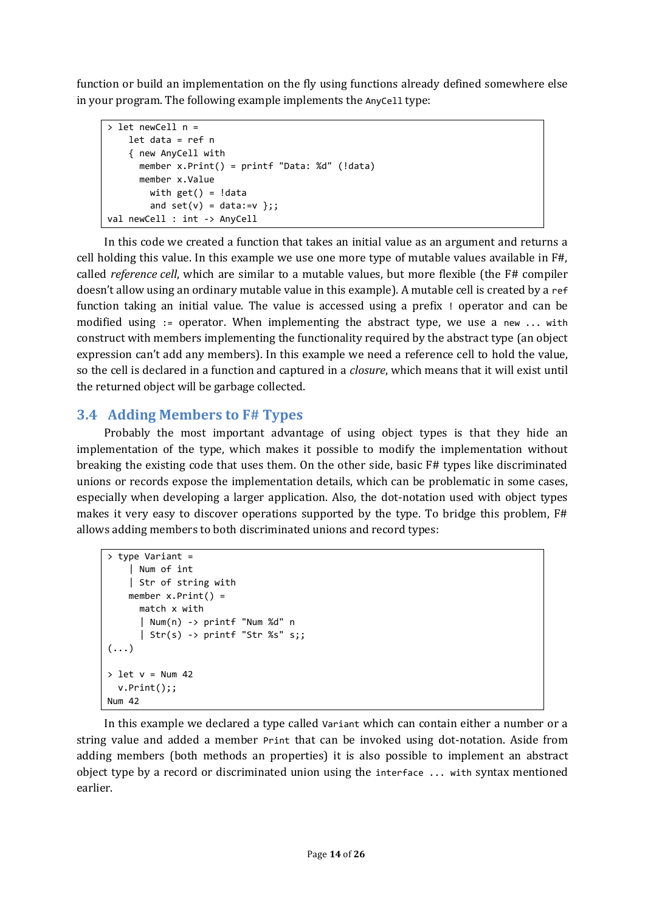function or build an implementation on the fly using functions already defined somewhere else in your program. The following example implements the `AnyCell` type:

```
> let newCell n =
    let data = ref n
    { new AnyCell with
      member x.Print() = printf "Data: %d" (!data)
      member x.Value
        with get() = !data
        and set(v) = data:=v };;
val newCell : int -> AnyCell
```

In this code we created a function that takes an initial value as an argument and returns a cell holding this value. In this example we use one more type of mutable values available in F#, called *reference cell*, which are similar to a mutable values, but more flexible (the F# compiler doesn't allow using an ordinary mutable value in this example). A mutable cell is created by a `ref` function taking an initial value. The value is accessed using a prefix `!` operator and can be modified using `:=` operator. When implementing the abstract type, we use a `new … with` construct with members implementing the functionality required by the abstract type (an object expression can't add any members). In this example we need a reference cell to hold the value, so the cell is declared in a function and captured in a *closure*, which means that it will exist until the returned object will be garbage collected.

## 3.4 Adding Members to F# Types

Probably the most important advantage of using object types is that they hide an implementation of the type, which makes it possible to modify the implementation without breaking the existing code that uses them. On the other side, basic F# types like discriminated unions or records expose the implementation details, which can be problematic in some cases, especially when developing a larger application. Also, the dot-notation used with object types makes it very easy to discover operations supported by the type. To bridge this problem, F# allows adding members to both discriminated unions and record types:

```
> type Variant =
    | Num of int
    | Str of string with
    member x.Print() =
      match x with
      | Num(n) -> printf "Num %d" n
      | Str(s) -> printf "Str %s" s;;
(...)

> let v = Num 42
  v.Print();;
Num 42
```

In this example we declared a type called `Variant` which can contain either a number or a string value and added a member `Print` that can be invoked using dot-notation. Aside from adding members (both methods an properties) it is also possible to implement an abstract object type by a record or discriminated union using the `interface … with` syntax mentioned earlier.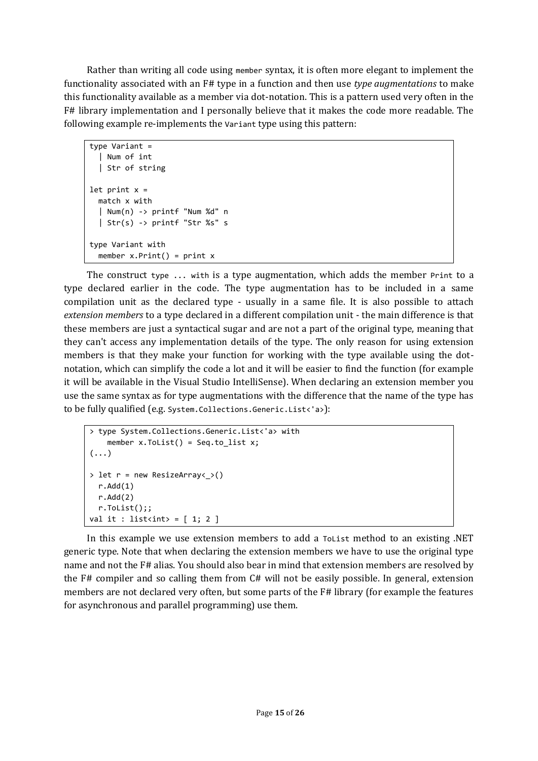Rather than writing all code using `member` syntax, it is often more elegant to implement the functionality associated with an F# type in a function and then use *type augmentations* to make this functionality available as a member via dot-notation. This is a pattern used very often in the F# library implementation and I personally believe that it makes the code more readable. The following example re-implements the `Variant` type using this pattern:

```
type Variant =
  | Num of int
  | Str of string

let print x =
  match x with
  | Num(n) -> printf "Num %d" n
  | Str(s) -> printf "Str %s" s

type Variant with
  member x.Print() = print x
```

The construct `type ... with` is a type augmentation, which adds the member `Print` to a type declared earlier in the code. The type augmentation has to be included in a same compilation unit as the declared type - usually in a same file. It is also possible to attach *extension members* to a type declared in a different compilation unit - the main difference is that these members are just a syntactical sugar and are not a part of the original type, meaning that they can't access any implementation details of the type. The only reason for using extension members is that they make your function for working with the type available using the dot-notation, which can simplify the code a lot and it will be easier to find the function (for example it will be available in the Visual Studio IntelliSense). When declaring an extension member you use the same syntax as for type augmentations with the difference that the name of the type has to be fully qualified (e.g. `System.Collections.Generic.List<'a>`):

```
> type System.Collections.Generic.List<'a> with
    member x.ToList() = Seq.to_list x;
(...)

> let r = new ResizeArray<_>()
  r.Add(1)
  r.Add(2)
  r.ToList();;
val it : list<int> = [ 1; 2 ]
```

In this example we use extension members to add a `ToList` method to an existing .NET generic type. Note that when declaring the extension members we have to use the original type name and not the F# alias. You should also bear in mind that extension members are resolved by the F# compiler and so calling them from C# will not be easily possible. In general, extension members are not declared very often, but some parts of the F# library (for example the features for asynchronous and parallel programming) use them.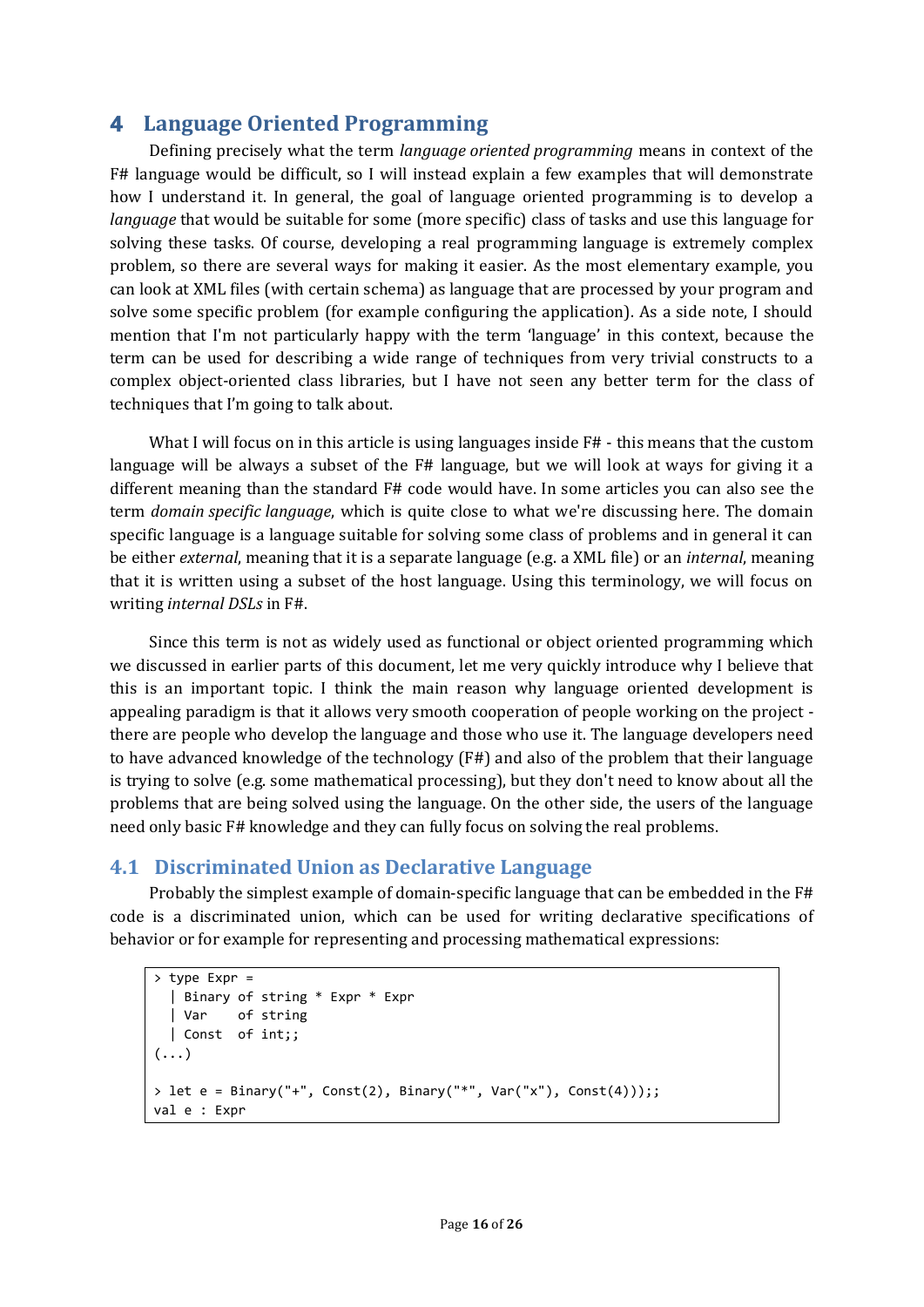# 4 Language Oriented Programming

Defining precisely what the term *language oriented programming* means in context of the F# language would be difficult, so I will instead explain a few examples that will demonstrate how I understand it. In general, the goal of language oriented programming is to develop a *language* that would be suitable for some (more specific) class of tasks and use this language for solving these tasks. Of course, developing a real programming language is extremely complex problem, so there are several ways for making it easier. As the most elementary example, you can look at XML files (with certain schema) as language that are processed by your program and solve some specific problem (for example configuring the application). As a side note, I should mention that I'm not particularly happy with the term 'language' in this context, because the term can be used for describing a wide range of techniques from very trivial constructs to a complex object-oriented class libraries, but I have not seen any better term for the class of techniques that I'm going to talk about.

What I will focus on in this article is using languages inside F# - this means that the custom language will be always a subset of the F# language, but we will look at ways for giving it a different meaning than the standard F# code would have. In some articles you can also see the term *domain specific language*, which is quite close to what we're discussing here. The domain specific language is a language suitable for solving some class of problems and in general it can be either *external*, meaning that it is a separate language (e.g. a XML file) or an *internal*, meaning that it is written using a subset of the host language. Using this terminology, we will focus on writing *internal DSLs* in F#.

Since this term is not as widely used as functional or object oriented programming which we discussed in earlier parts of this document, let me very quickly introduce why I believe that this is an important topic. I think the main reason why language oriented development is appealing paradigm is that it allows very smooth cooperation of people working on the project - there are people who develop the language and those who use it. The language developers need to have advanced knowledge of the technology (F#) and also of the problem that their language is trying to solve (e.g. some mathematical processing), but they don't need to know about all the problems that are being solved using the language. On the other side, the users of the language need only basic F# knowledge and they can fully focus on solving the real problems.

## 4.1 Discriminated Union as Declarative Language

Probably the simplest example of domain-specific language that can be embedded in the F# code is a discriminated union, which can be used for writing declarative specifications of behavior or for example for representing and processing mathematical expressions:

```
> type Expr =
  | Binary of string * Expr * Expr
  | Var    of string
  | Const  of int;;
(...)

> let e = Binary("+", Const(2), Binary("*", Var("x"), Const(4)));;
val e : Expr
```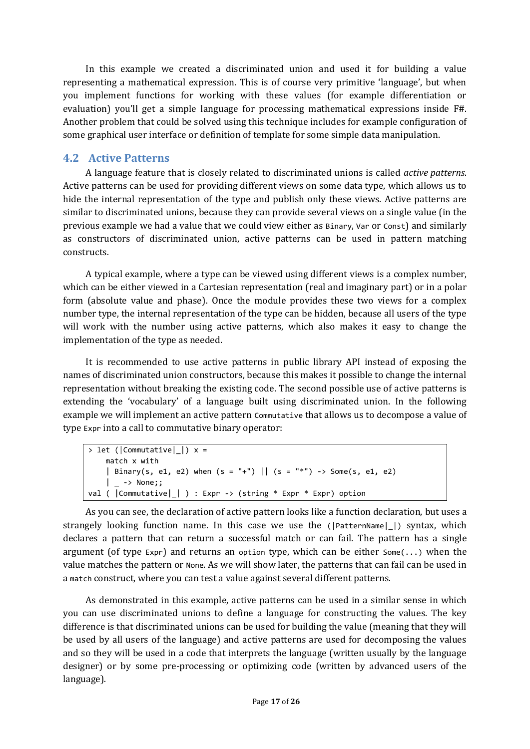In this example we created a discriminated union and used it for building a value representing a mathematical expression. This is of course very primitive 'language', but when you implement functions for working with these values (for example differentiation or evaluation) you'll get a simple language for processing mathematical expressions inside F#. Another problem that could be solved using this technique includes for example configuration of some graphical user interface or definition of template for some simple data manipulation.

## 4.2 Active Patterns

A language feature that is closely related to discriminated unions is called *active patterns*. Active patterns can be used for providing different views on some data type, which allows us to hide the internal representation of the type and publish only these views. Active patterns are similar to discriminated unions, because they can provide several views on a single value (in the previous example we had a value that we could view either as `Binary`, `Var` or `Const`) and similarly as constructors of discriminated union, active patterns can be used in pattern matching constructs.

A typical example, where a type can be viewed using different views is a complex number, which can be either viewed in a Cartesian representation (real and imaginary part) or in a polar form (absolute value and phase). Once the module provides these two views for a complex number type, the internal representation of the type can be hidden, because all users of the type will work with the number using active patterns, which also makes it easy to change the implementation of the type as needed.

It is recommended to use active patterns in public library API instead of exposing the names of discriminated union constructors, because this makes it possible to change the internal representation without breaking the existing code. The second possible use of active patterns is extending the 'vocabulary' of a language built using discriminated union. In the following example we will implement an active pattern `Commutative` that allows us to decompose a value of type `Expr` into a call to commutative binary operator:

```
> let (|Commutative|_|) x =
    match x with
    | Binary(s, e1, e2) when (s = "+") || (s = "*") -> Some(s, e1, e2)
    | _ -> None;;
val ( |Commutative|_| ) : Expr -> (string * Expr * Expr) option
```

As you can see, the declaration of active pattern looks like a function declaration, but uses a strangely looking function name. In this case we use the `(|PatternName|_|)` syntax, which declares a pattern that can return a successful match or can fail. The pattern has a single argument (of type `Expr`) and returns an `option` type, which can be either `Some(...)` when the value matches the pattern or `None`. As we will show later, the patterns that can fail can be used in a `match` construct, where you can test a value against several different patterns.

As demonstrated in this example, active patterns can be used in a similar sense in which you can use discriminated unions to define a language for constructing the values. The key difference is that discriminated unions can be used for building the value (meaning that they will be used by all users of the language) and active patterns are used for decomposing the values and so they will be used in a code that interprets the language (written usually by the language designer) or by some pre-processing or optimizing code (written by advanced users of the language).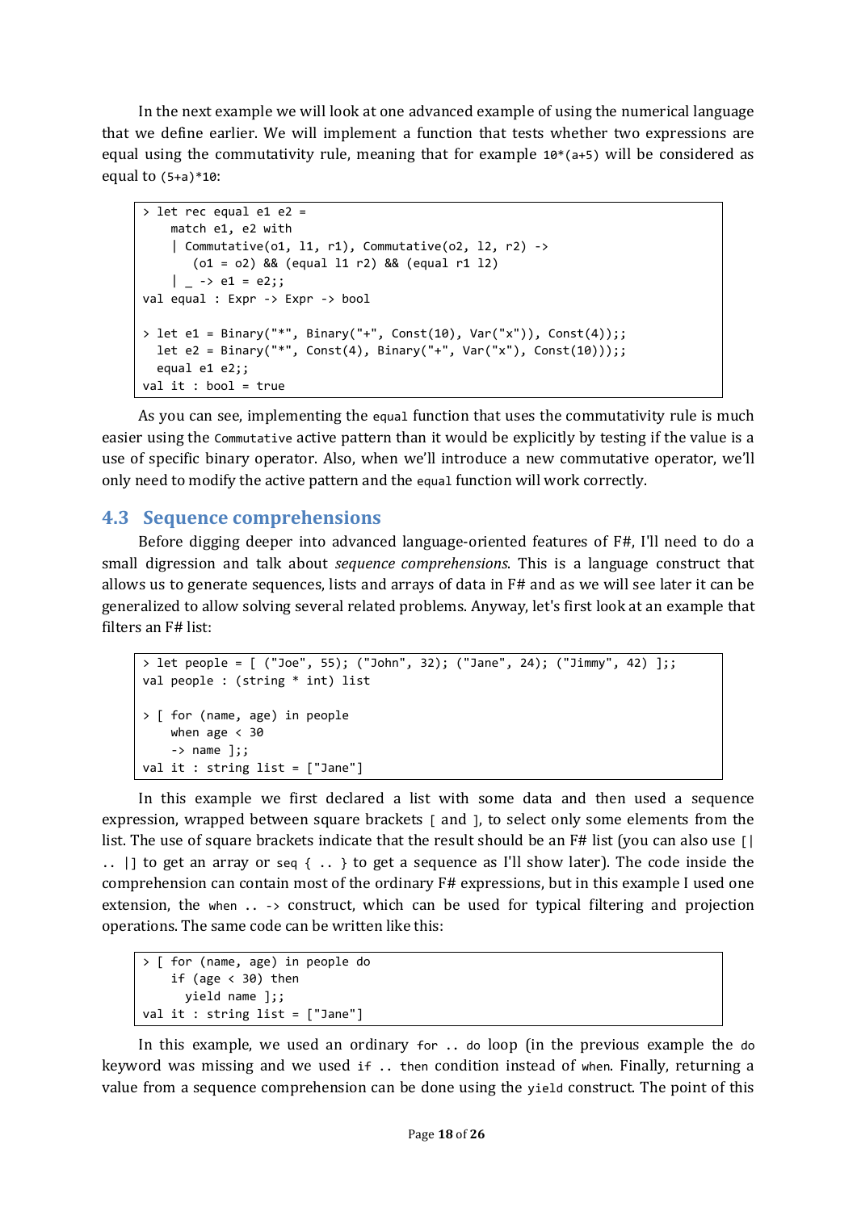In the next example we will look at one advanced example of using the numerical language that we define earlier. We will implement a function that tests whether two expressions are equal using the commutativity rule, meaning that for example `10*(a+5)` will be considered as equal to `(5+a)*10`:

```
> let rec equal e1 e2 =
    match e1, e2 with
    | Commutative(o1, l1, r1), Commutative(o2, l2, r2) ->
       (o1 = o2) && (equal l1 r2) && (equal r1 l2)
    | _ -> e1 = e2;;
val equal : Expr -> Expr -> bool

> let e1 = Binary("*", Binary("+", Const(10), Var("x")), Const(4));;
  let e2 = Binary("*", Const(4), Binary("+", Var("x"), Const(10)));;
  equal e1 e2;;
val it : bool = true
```

As you can see, implementing the `equal` function that uses the commutativity rule is much easier using the `Commutative` active pattern than it would be explicitly by testing if the value is a use of specific binary operator. Also, when we'll introduce a new commutative operator, we'll only need to modify the active pattern and the `equal` function will work correctly.

## 4.3 Sequence comprehensions

Before digging deeper into advanced language-oriented features of F#, I'll need to do a small digression and talk about *sequence comprehensions*. This is a language construct that allows us to generate sequences, lists and arrays of data in F# and as we will see later it can be generalized to allow solving several related problems. Anyway, let's first look at an example that filters an F# list:

```
> let people = [ ("Joe", 55); ("John", 32); ("Jane", 24); ("Jimmy", 42) ];;
val people : (string * int) list

> [ for (name, age) in people
    when age < 30
    -> name ];;
val it : string list = ["Jane"]
```

In this example we first declared a list with some data and then used a sequence expression, wrapped between square brackets `[` and `]`, to select only some elements from the list. The use of square brackets indicate that the result should be an F# list (you can also use `[| .. |]` to get an array or `seq { .. }` to get a sequence as I'll show later). The code inside the comprehension can contain most of the ordinary F# expressions, but in this example I used one extension, the `when .. ->` construct, which can be used for typical filtering and projection operations. The same code can be written like this:

```
> [ for (name, age) in people do
    if (age < 30) then
      yield name ];;
val it : string list = ["Jane"]
```

In this example, we used an ordinary `for .. do` loop (in the previous example the `do` keyword was missing and we used `if .. then` condition instead of `when`. Finally, returning a value from a sequence comprehension can be done using the `yield` construct. The point of this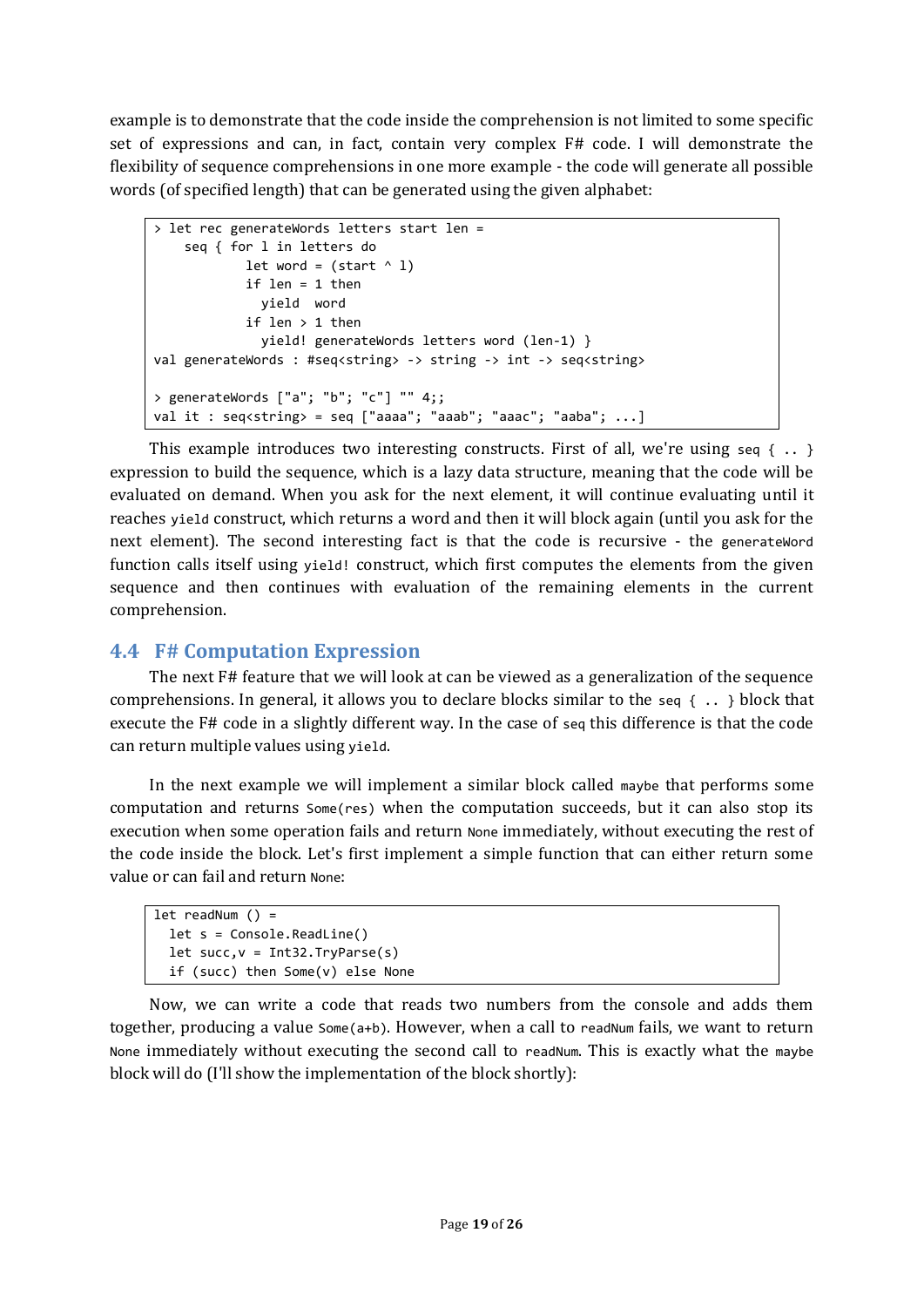example is to demonstrate that the code inside the comprehension is not limited to some specific set of expressions and can, in fact, contain very complex F# code. I will demonstrate the flexibility of sequence comprehensions in one more example - the code will generate all possible words (of specified length) that can be generated using the given alphabet:

```
> let rec generateWords letters start len =
    seq { for l in letters do
            let word = (start ^ l)
            if len = 1 then
              yield  word
            if len > 1 then
              yield! generateWords letters word (len-1) }
val generateWords : #seq<string> -> string -> int -> seq<string>

> generateWords ["a"; "b"; "c"] "" 4;;
val it : seq<string> = seq ["aaaa"; "aaab"; "aaac"; "aaba"; ...]
```

This example introduces two interesting constructs. First of all, we're using `seq { .. }` expression to build the sequence, which is a lazy data structure, meaning that the code will be evaluated on demand. When you ask for the next element, it will continue evaluating until it reaches `yield` construct, which returns a word and then it will block again (until you ask for the next element). The second interesting fact is that the code is recursive - the `generateWord` function calls itself using `yield!` construct, which first computes the elements from the given sequence and then continues with evaluation of the remaining elements in the current comprehension.

## 4.4 F# Computation Expression

The next F# feature that we will look at can be viewed as a generalization of the sequence comprehensions. In general, it allows you to declare blocks similar to the `seq { .. }` block that execute the F# code in a slightly different way. In the case of `seq` this difference is that the code can return multiple values using `yield`.

In the next example we will implement a similar block called `maybe` that performs some computation and returns `Some(res)` when the computation succeeds, but it can also stop its execution when some operation fails and return `None` immediately, without executing the rest of the code inside the block. Let's first implement a simple function that can either return some value or can fail and return `None`:

```
let readNum () =
  let s = Console.ReadLine()
  let succ,v = Int32.TryParse(s)
  if (succ) then Some(v) else None
```

Now, we can write a code that reads two numbers from the console and adds them together, producing a value `Some(a+b)`. However, when a call to `readNum` fails, we want to return `None` immediately without executing the second call to `readNum`. This is exactly what the `maybe` block will do (I'll show the implementation of the block shortly):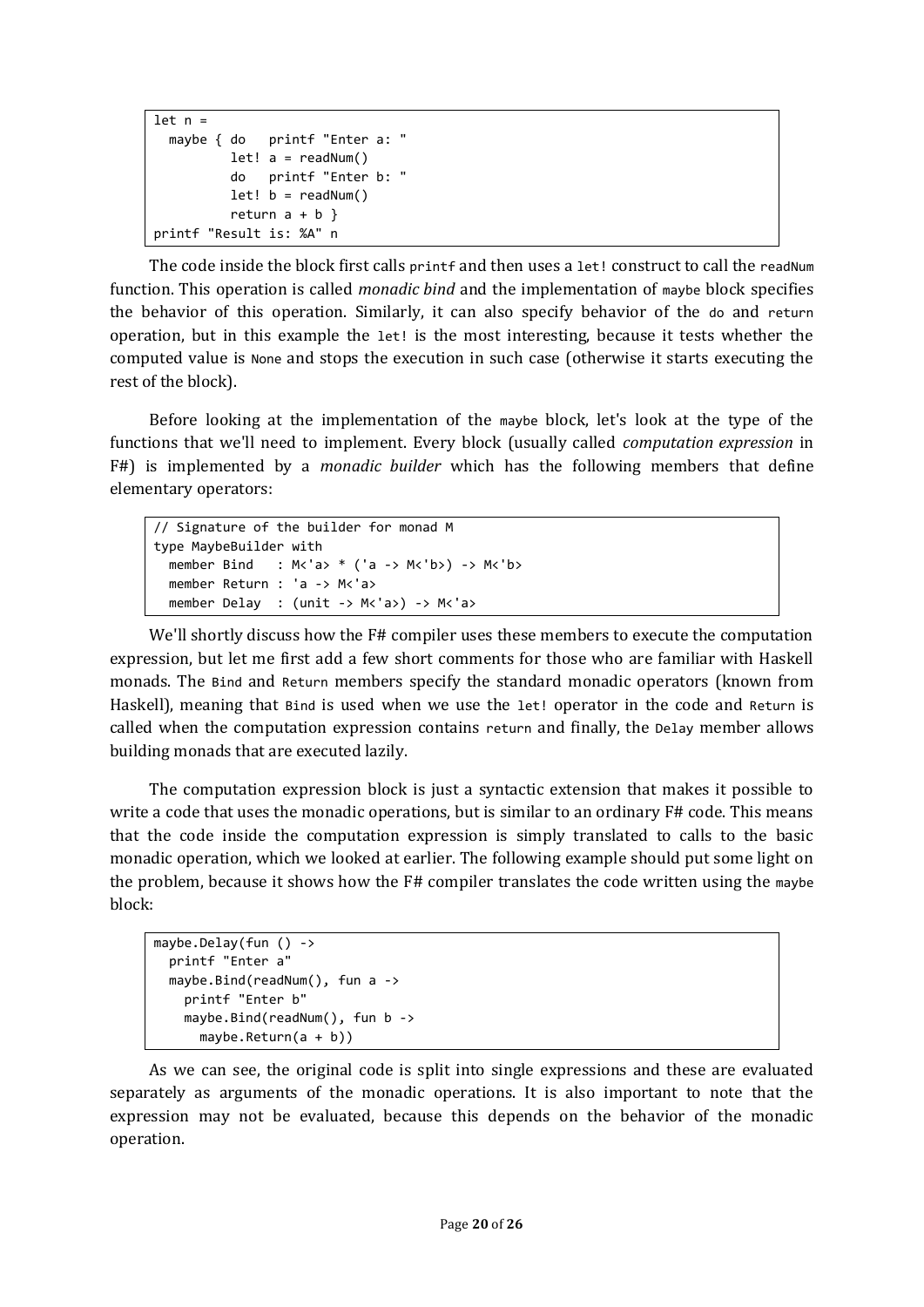```
let n =
  maybe { do   printf "Enter a: "
          let! a = readNum()
          do   printf "Enter b: "
          let! b = readNum()
          return a + b }
printf "Result is: %A" n
```

The code inside the block first calls `printf` and then uses a `let!` construct to call the `readNum` function. This operation is called *monadic bind* and the implementation of `maybe` block specifies the behavior of this operation. Similarly, it can also specify behavior of the `do` and `return` operation, but in this example the `let!` is the most interesting, because it tests whether the computed value is `None` and stops the execution in such case (otherwise it starts executing the rest of the block).

Before looking at the implementation of the `maybe` block, let's look at the type of the functions that we'll need to implement. Every block (usually called *computation expression* in F#) is implemented by a *monadic builder* which has the following members that define elementary operators:

```
// Signature of the builder for monad M
type MaybeBuilder with
  member Bind   : M<'a> * ('a -> M<'b>) -> M<'b>
  member Return : 'a -> M<'a>
  member Delay  : (unit -> M<'a>) -> M<'a>
```

We'll shortly discuss how the F# compiler uses these members to execute the computation expression, but let me first add a few short comments for those who are familiar with Haskell monads. The `Bind` and `Return` members specify the standard monadic operators (known from Haskell), meaning that `Bind` is used when we use the `let!` operator in the code and `Return` is called when the computation expression contains `return` and finally, the `Delay` member allows building monads that are executed lazily.

The computation expression block is just a syntactic extension that makes it possible to write a code that uses the monadic operations, but is similar to an ordinary F# code. This means that the code inside the computation expression is simply translated to calls to the basic monadic operation, which we looked at earlier. The following example should put some light on the problem, because it shows how the F# compiler translates the code written using the `maybe` block:

```
maybe.Delay(fun () ->
  printf "Enter a"
  maybe.Bind(readNum(), fun a ->
    printf "Enter b"
    maybe.Bind(readNum(), fun b ->
      maybe.Return(a + b))
```

As we can see, the original code is split into single expressions and these are evaluated separately as arguments of the monadic operations. It is also important to note that the expression may not be evaluated, because this depends on the behavior of the monadic operation.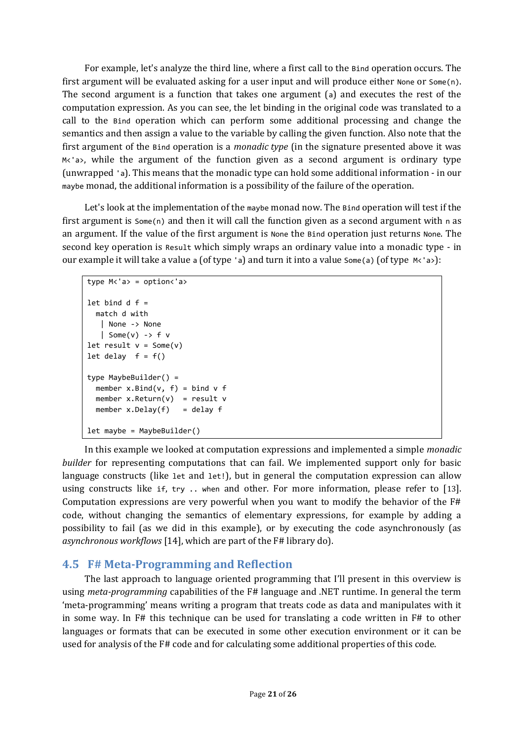For example, let's analyze the third line, where a first call to the `Bind` operation occurs. The first argument will be evaluated asking for a user input and will produce either `None` or `Some(n)`. The second argument is a function that takes one argument (a) and executes the rest of the computation expression. As you can see, the let binding in the original code was translated to a call to the `Bind` operation which can perform some additional processing and change the semantics and then assign a value to the variable by calling the given function. Also note that the first argument of the `Bind` operation is a *monadic type* (in the signature presented above it was `M<'a>`, while the argument of the function given as a second argument is ordinary type (unwrapped `'a`). This means that the monadic type can hold some additional information - in our `maybe` monad, the additional information is a possibility of the failure of the operation.

Let's look at the implementation of the `maybe` monad now. The `Bind` operation will test if the first argument is `Some(n)` and then it will call the function given as a second argument with `n` as an argument. If the value of the first argument is `None` the `Bind` operation just returns `None`. The second key operation is `Result` which simply wraps an ordinary value into a monadic type - in our example it will take a value `a` (of type `'a`) and turn it into a value `Some(a)` (of type `M<'a>`):

```
type M<'a> = option<'a>

let bind d f =
  match d with
    | None -> None
    | Some(v) -> f v
let result v = Some(v)
let delay  f = f()

type MaybeBuilder() =
  member x.Bind(v, f) = bind v f
  member x.Return(v)  = result v
  member x.Delay(f)   = delay f

let maybe = MaybeBuilder()
```

In this example we looked at computation expressions and implemented a simple *monadic builder* for representing computations that can fail. We implemented support only for basic language constructs (like `let` and `let!`), but in general the computation expression can allow using constructs like `if`, `try .. when` and other. For more information, please refer to [13]. Computation expressions are very powerful when you want to modify the behavior of the F# code, without changing the semantics of elementary expressions, for example by adding a possibility to fail (as we did in this example), or by executing the code asynchronously (as *asynchronous workflows* [14], which are part of the F# library do).

## 4.5 F# Meta-Programming and Reflection

The last approach to language oriented programming that I'll present in this overview is using *meta-programming* capabilities of the F# language and .NET runtime. In general the term 'meta-programming' means writing a program that treats code as data and manipulates with it in some way. In F# this technique can be used for translating a code written in F# to other languages or formats that can be executed in some other execution environment or it can be used for analysis of the F# code and for calculating some additional properties of this code.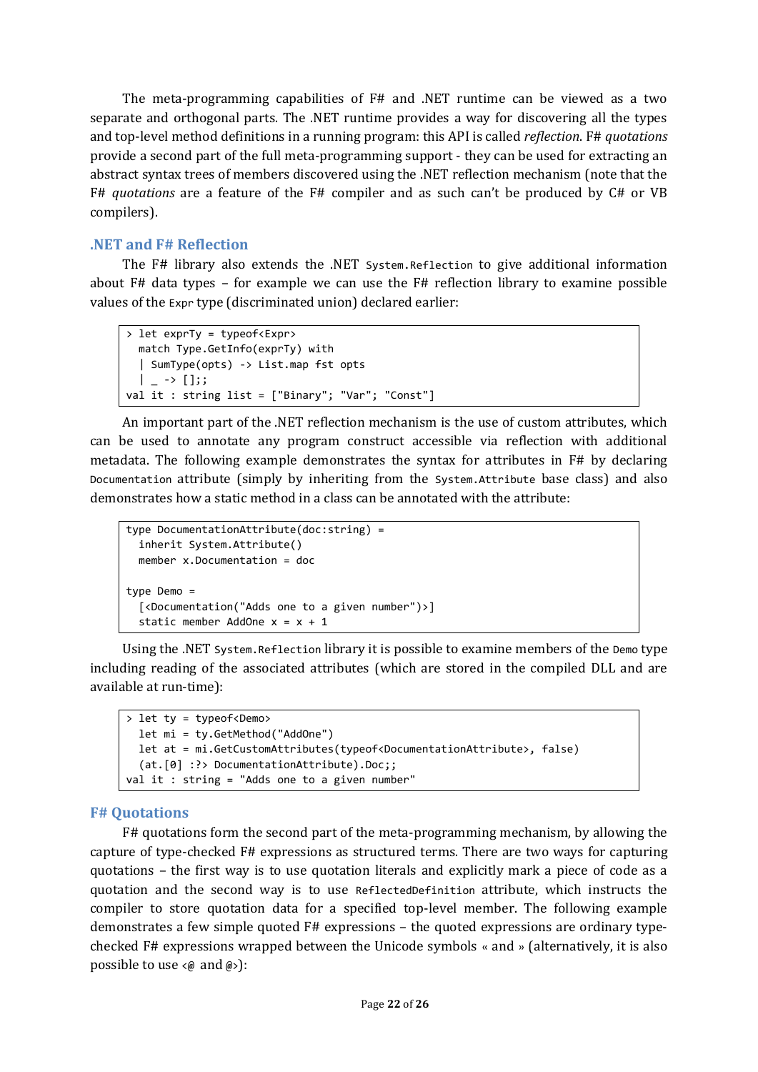The meta-programming capabilities of F# and .NET runtime can be viewed as a two separate and orthogonal parts. The .NET runtime provides a way for discovering all the types and top-level method definitions in a running program: this API is called *reflection*. F# *quotations* provide a second part of the full meta-programming support - they can be used for extracting an abstract syntax trees of members discovered using the .NET reflection mechanism (note that the F# *quotations* are a feature of the F# compiler and as such can't be produced by C# or VB compilers).

## .NET and F# Reflection

The F# library also extends the .NET `System.Reflection` to give additional information about F# data types – for example we can use the F# reflection library to examine possible values of the `Expr` type (discriminated union) declared earlier:

```
> let exprTy = typeof<Expr>
  match Type.GetInfo(exprTy) with
  | SumType(opts) -> List.map fst opts
  | _ -> [];;
val it : string list = ["Binary"; "Var"; "Const"]
```

An important part of the .NET reflection mechanism is the use of custom attributes, which can be used to annotate any program construct accessible via reflection with additional metadata. The following example demonstrates the syntax for attributes in F# by declaring `Documentation` attribute (simply by inheriting from the `System.Attribute` base class) and also demonstrates how a static method in a class can be annotated with the attribute:

```
type DocumentationAttribute(doc:string) =
  inherit System.Attribute()
  member x.Documentation = doc

type Demo =
  [<Documentation("Adds one to a given number")>]
  static member AddOne x = x + 1
```

Using the .NET `System.Reflection` library it is possible to examine members of the `Demo` type including reading of the associated attributes (which are stored in the compiled DLL and are available at run-time):

```
> let ty = typeof<Demo>
  let mi = ty.GetMethod("AddOne")
  let at = mi.GetCustomAttributes(typeof<DocumentationAttribute>, false)
  (at.[0] :?> DocumentationAttribute).Doc;;
val it : string = "Adds one to a given number"
```

## F# Quotations

F# quotations form the second part of the meta-programming mechanism, by allowing the capture of type-checked F# expressions as structured terms. There are two ways for capturing quotations – the first way is to use quotation literals and explicitly mark a piece of code as a quotation and the second way is to use `ReflectedDefinition` attribute, which instructs the compiler to store quotation data for a specified top-level member. The following example demonstrates a few simple quoted F# expressions – the quoted expressions are ordinary type-checked F# expressions wrapped between the Unicode symbols « and » (alternatively, it is also possible to use `<@` and `@>`):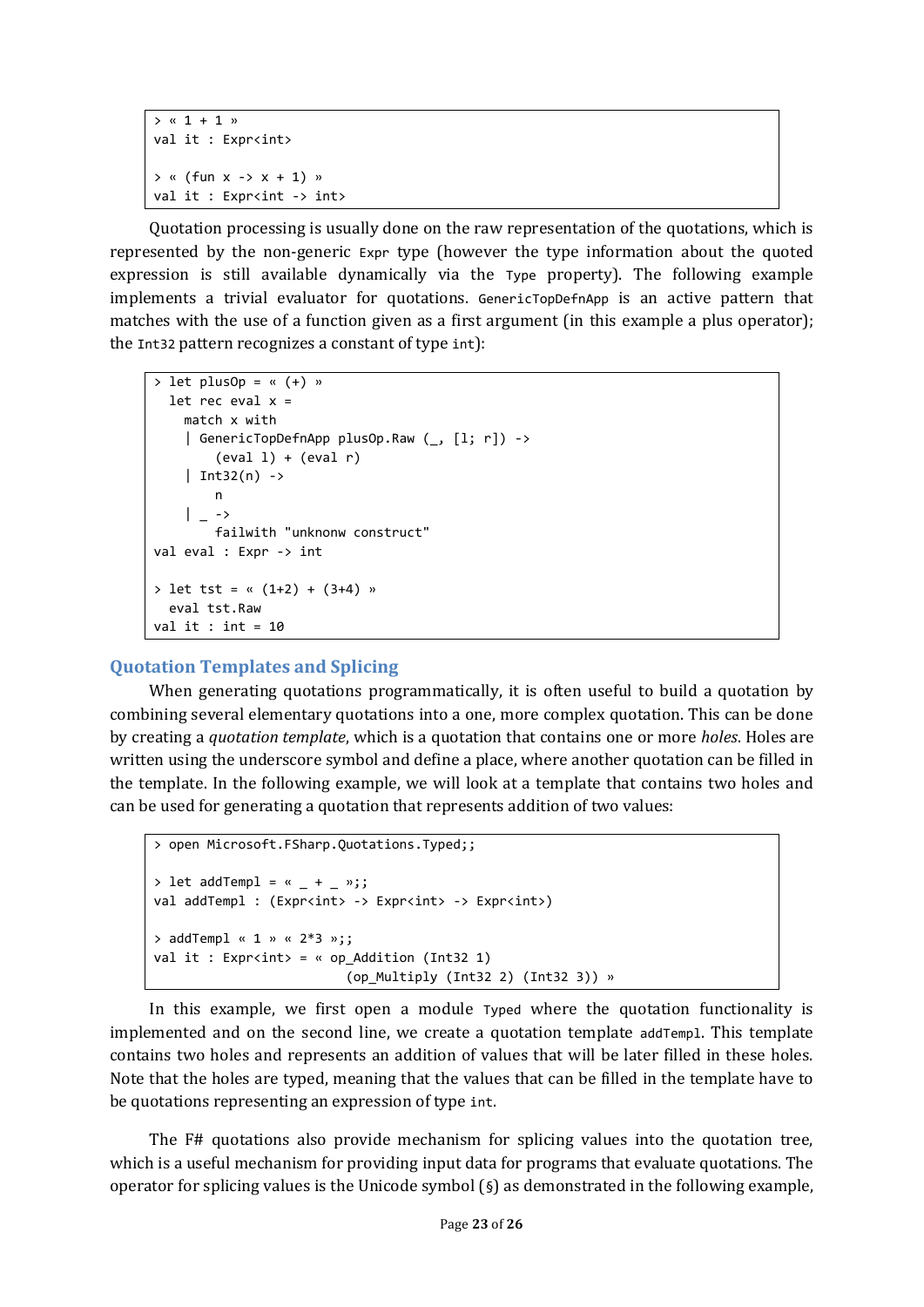```
> « 1 + 1 »
val it : Expr<int>

> « (fun x -> x + 1) »
val it : Expr<int -> int>
```

Quotation processing is usually done on the raw representation of the quotations, which is represented by the non-generic `Expr` type (however the type information about the quoted expression is still available dynamically via the `Type` property). The following example implements a trivial evaluator for quotations. `GenericTopDefnApp` is an active pattern that matches with the use of a function given as a first argument (in this example a plus operator); the `Int32` pattern recognizes a constant of type `int`):

```
> let plusOp = « (+) »
  let rec eval x =
    match x with
    | GenericTopDefnApp plusOp.Raw (_, [l; r]) ->
        (eval l) + (eval r)
    | Int32(n) ->
        n
    | _ ->
        failwith "unknonw construct"
val eval : Expr -> int

> let tst = « (1+2) + (3+4) »
  eval tst.Raw
val it : int = 10
```

## Quotation Templates and Splicing

When generating quotations programmatically, it is often useful to build a quotation by combining several elementary quotations into a one, more complex quotation. This can be done by creating a *quotation template*, which is a quotation that contains one or more *holes*. Holes are written using the underscore symbol and define a place, where another quotation can be filled in the template. In the following example, we will look at a template that contains two holes and can be used for generating a quotation that represents addition of two values:

```
> open Microsoft.FSharp.Quotations.Typed;;

> let addTempl = « _ + _ »;;
val addTempl : (Expr<int> -> Expr<int> -> Expr<int>)

> addTempl « 1 » « 2*3 »;;
val it : Expr<int> = « op_Addition (Int32 1)
                          (op_Multiply (Int32 2) (Int32 3)) »
```

In this example, we first open a module `Typed` where the quotation functionality is implemented and on the second line, we create a quotation template `addTempl`. This template contains two holes and represents an addition of values that will be later filled in these holes. Note that the holes are typed, meaning that the values that can be filled in the template have to be quotations representing an expression of type `int`.

The F# quotations also provide mechanism for splicing values into the quotation tree, which is a useful mechanism for providing input data for programs that evaluate quotations. The operator for splicing values is the Unicode symbol (§) as demonstrated in the following example,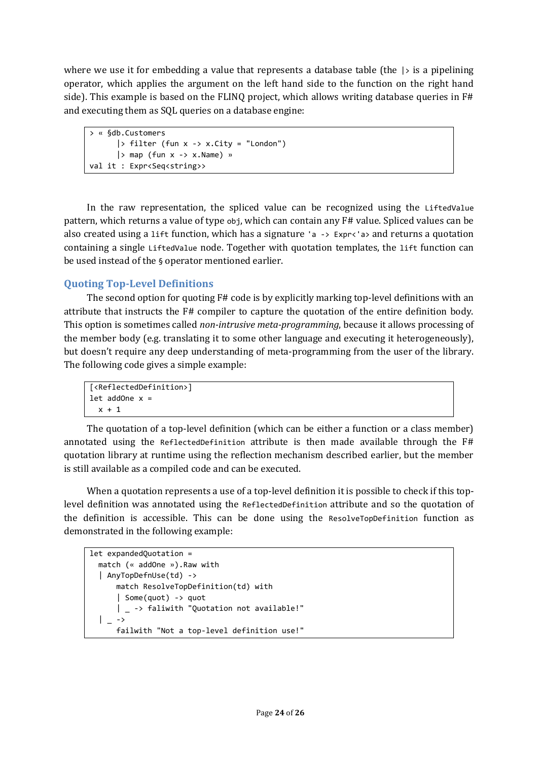where we use it for embedding a value that represents a database table (the `|>` is a pipelining operator, which applies the argument on the left hand side to the function on the right hand side). This example is based on the FLINQ project, which allows writing database queries in F# and executing them as SQL queries on a database engine:

```
> « §db.Customers
      |> filter (fun x -> x.City = "London")
      |> map (fun x -> x.Name) »
val it : Expr<Seq<string>>
```

In the raw representation, the spliced value can be recognized using the `LiftedValue` pattern, which returns a value of type `obj`, which can contain any F# value. Spliced values can be also created using a `lift` function, which has a signature `'a -> Expr<'a>` and returns a quotation containing a single `LiftedValue` node. Together with quotation templates, the `lift` function can be used instead of the `§` operator mentioned earlier.

### Quoting Top-Level Definitions

The second option for quoting F# code is by explicitly marking top-level definitions with an attribute that instructs the F# compiler to capture the quotation of the entire definition body. This option is sometimes called *non-intrusive meta-programming*, because it allows processing of the member body (e.g. translating it to some other language and executing it heterogeneously), but doesn't require any deep understanding of meta-programming from the user of the library. The following code gives a simple example:

```
[<ReflectedDefinition>]
let addOne x =
  x + 1
```

The quotation of a top-level definition (which can be either a function or a class member) annotated using the `ReflectedDefinition` attribute is then made available through the F# quotation library at runtime using the reflection mechanism described earlier, but the member is still available as a compiled code and can be executed.

When a quotation represents a use of a top-level definition it is possible to check if this top-level definition was annotated using the `ReflectedDefinition` attribute and so the quotation of the definition is accessible. This can be done using the `ResolveTopDefinition` function as demonstrated in the following example:

```
let expandedQuotation =
  match (« addOne »).Raw with
  | AnyTopDefnUse(td) ->
      match ResolveTopDefinition(td) with
      | Some(quot) -> quot
      | _ -> faliwith "Quotation not available!"
  | _ ->
      failwith "Not a top-level definition use!"
```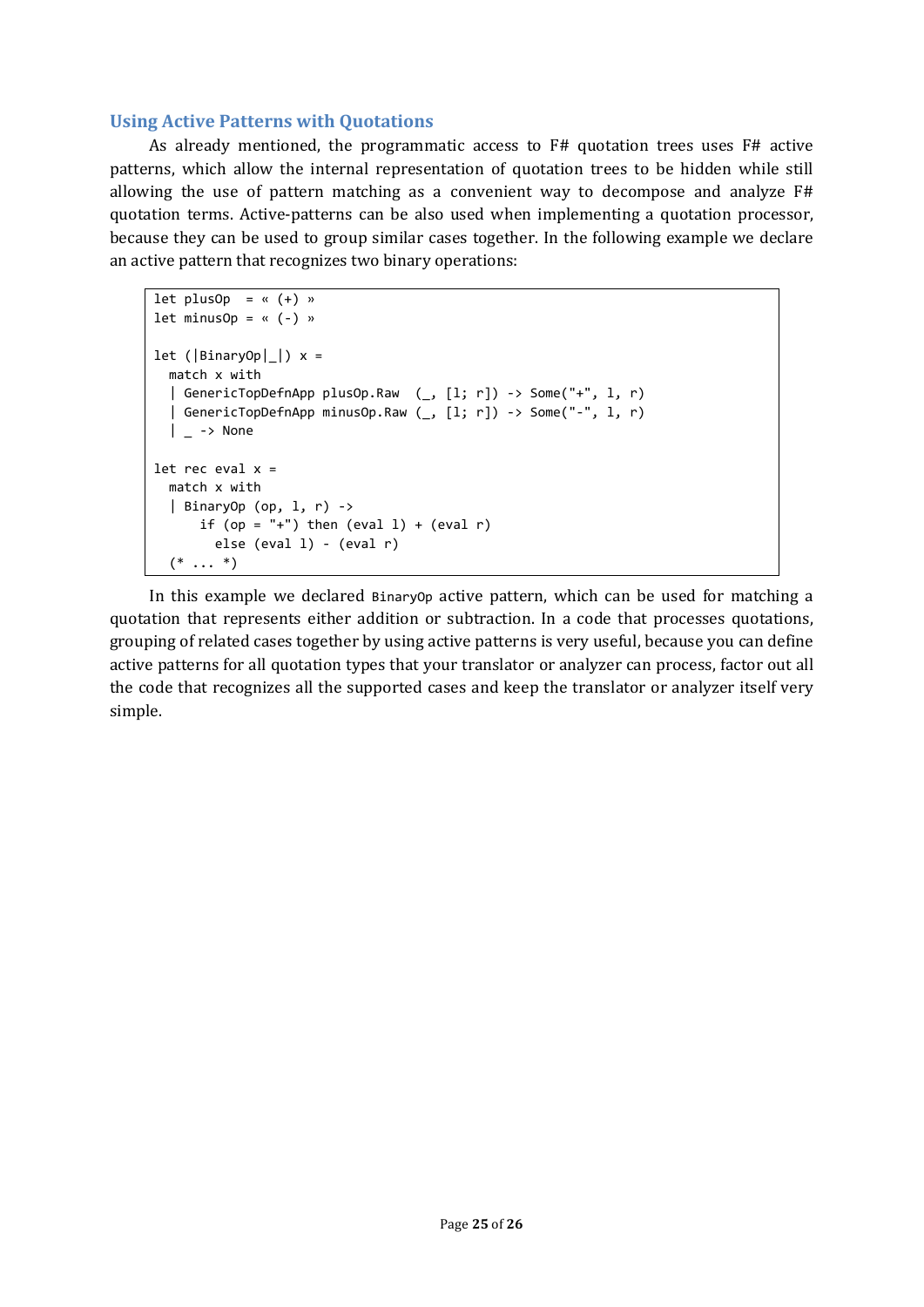### Using Active Patterns with Quotations

As already mentioned, the programmatic access to F# quotation trees uses F# active patterns, which allow the internal representation of quotation trees to be hidden while still allowing the use of pattern matching as a convenient way to decompose and analyze F# quotation terms. Active-patterns can be also used when implementing a quotation processor, because they can be used to group similar cases together. In the following example we declare an active pattern that recognizes two binary operations:

```
let plusOp  = « (+) »
let minusOp = « (-) »

let (|BinaryOp|_|) x =
  match x with
  | GenericTopDefnApp plusOp.Raw  (_, [l; r]) -> Some("+", l, r)
  | GenericTopDefnApp minusOp.Raw (_, [l; r]) -> Some("-", l, r)
  | _ -> None

let rec eval x =
  match x with
  | BinaryOp (op, l, r) ->
      if (op = "+") then (eval l) + (eval r)
        else (eval l) - (eval r)
  (* ... *)
```

In this example we declared `BinaryOp` active pattern, which can be used for matching a quotation that represents either addition or subtraction. In a code that processes quotations, grouping of related cases together by using active patterns is very useful, because you can define active patterns for all quotation types that your translator or analyzer can process, factor out all the code that recognizes all the supported cases and keep the translator or analyzer itself very simple.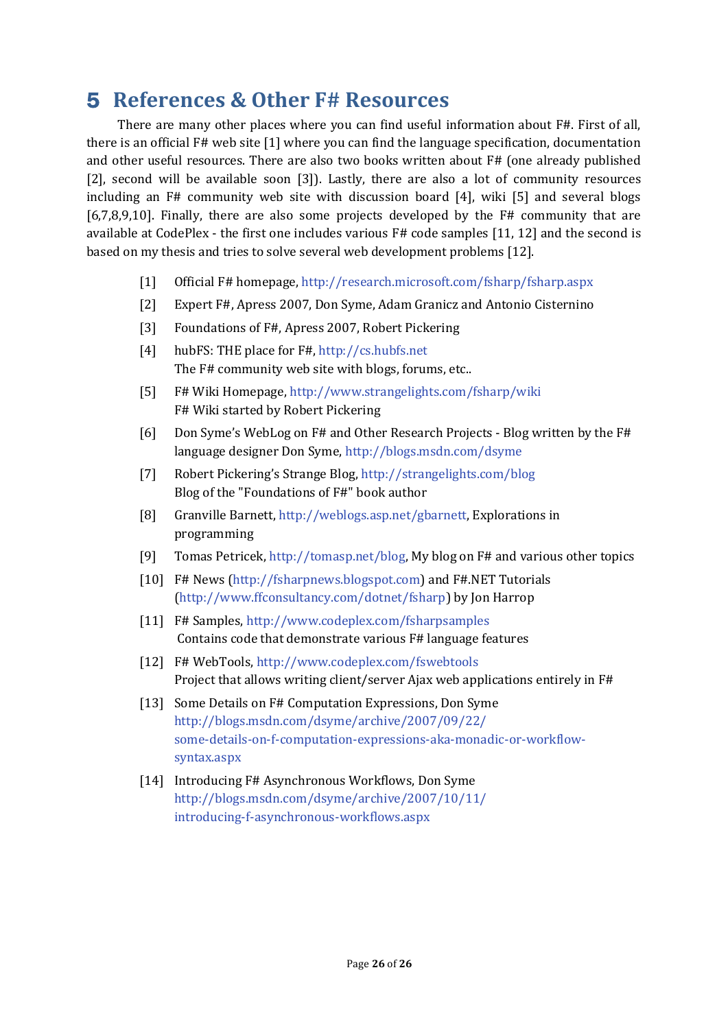# 5 References & Other F# Resources

There are many other places where you can find useful information about F#. First of all, there is an official F# web site [1] where you can find the language specification, documentation and other useful resources. There are also two books written about F# (one already published [2], second will be available soon [3]). Lastly, there are also a lot of community resources including an F# community web site with discussion board [4], wiki [5] and several blogs [6,7,8,9,10]. Finally, there are also some projects developed by the F# community that are available at CodePlex - the first one includes various F# code samples [11, 12] and the second is based on my thesis and tries to solve several web development problems [12].

[1] Official F# homepage, http://research.microsoft.com/fsharp/fsharp.aspx

[2] Expert F#, Apress 2007, Don Syme, Adam Granicz and Antonio Cisternino

[3] Foundations of F#, Apress 2007, Robert Pickering

[4] hubFS: THE place for F#, http://cs.hubfs.net
The F# community web site with blogs, forums, etc..

[5] F# Wiki Homepage, http://www.strangelights.com/fsharp/wiki
F# Wiki started by Robert Pickering

[6] Don Syme's WebLog on F# and Other Research Projects - Blog written by the F# language designer Don Syme, http://blogs.msdn.com/dsyme

[7] Robert Pickering's Strange Blog, http://strangelights.com/blog
Blog of the "Foundations of F#" book author

[8] Granville Barnett, http://weblogs.asp.net/gbarnett, Explorations in programming

[9] Tomas Petricek, http://tomasp.net/blog, My blog on F# and various other topics

[10] F# News (http://fsharpnews.blogspot.com) and F#.NET Tutorials (http://www.ffconsultancy.com/dotnet/fsharp) by Jon Harrop

[11] F# Samples, http://www.codeplex.com/fsharpsamples
Contains code that demonstrate various F# language features

[12] F# WebTools, http://www.codeplex.com/fswebtools
Project that allows writing client/server Ajax web applications entirely in F#

[13] Some Details on F# Computation Expressions, Don Syme
http://blogs.msdn.com/dsyme/archive/2007/09/22/some-details-on-f-computation-expressions-aka-monadic-or-workflow-syntax.aspx

[14] Introducing F# Asynchronous Workflows, Don Syme
http://blogs.msdn.com/dsyme/archive/2007/10/11/introducing-f-asynchronous-workflows.aspx